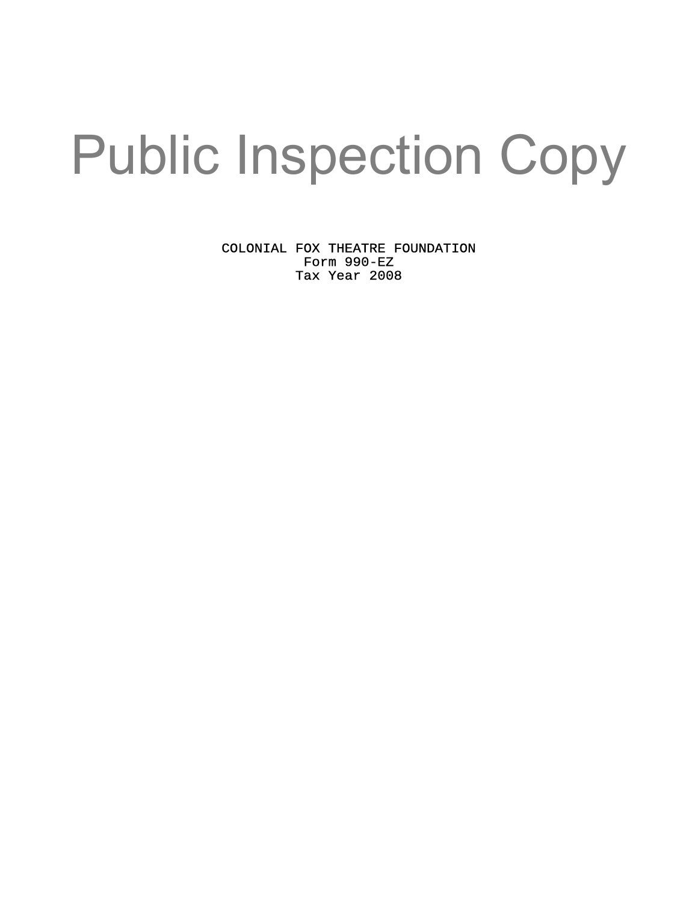# Public Inspection Copy

COLONIAL FOX THEATRE FOUNDATION
Form 990-EZ
Tax Year 2008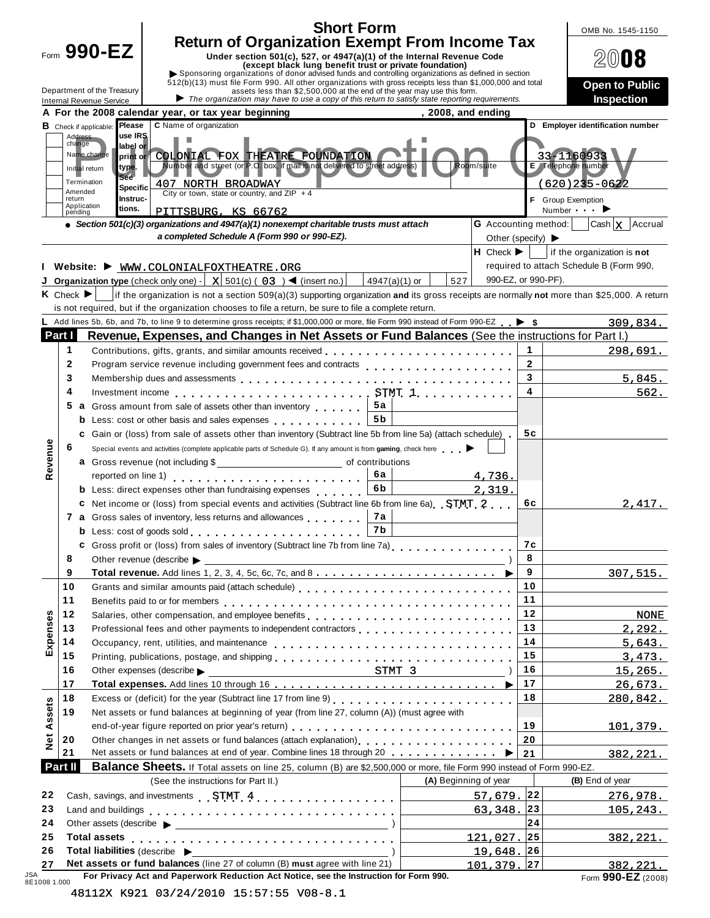Form **990-EZ**

Department of the Treasury
Internal Revenue Service

# Short Form Return of Organization Exempt From Income Tax

**Under section 501(c), 527, or 4947(a)(1) of the Internal Revenue Code (except black lung benefit trust or private foundation)**

▶ Sponsoring organizations of donor advised funds and controlling organizations as defined in section 512(b)(13) must file Form 990. All other organizations with gross receipts less than $1,000,000 and total assets less than $2,500,000 at the end of the year may use this form.

▶ *The organization may have to use a copy of this return to satisfy state reporting requirements.*

OMB No. 1545-1150

**2008**

**Open to Public Inspection**

Public Inspection Copy

**A For the 2008 calendar year, or tax year beginning , 2008, and ending**

**B** Check if applicable: Address change / Name change / Initial return / Termination / Amended return / Application pending

Please use IRS label or print or type. See Specific Instructions.

**C** Name of organization: COLONIAL FOX THEATRE FOUNDATION

Number and street (or P.O. box, if mail is not delivered to street address) Room/suite: 407 NORTH BROADWAY

City or town, state or country, and ZIP + 4: PITTSBURG, KS 66762

**D Employer identification number** 33-1160933

**E** Telephone number (620)235-0622

**F** Group Exemption Number ▶

● *Section 501(c)(3) organizations and 4947(a)(1) nonexempt charitable trusts must attach a completed Schedule A (Form 990 or 990-EZ).*

**G** Accounting method: Cash [X] Accrual — Other (specify) ▶

**H** Check ▶ [ ] if the organization is **not** required to attach Schedule B (Form 990, 990-EZ, or 990-PF).

**I Website:** ▶ WWW.COLONIALFOXTHEATRE.ORG

**J Organization type** (check only one) - [X] 501(c) ( 03 ) ◀ (insert no.) [ ] 4947(a)(1) or [ ] 527

**K** Check ▶ [ ] if the organization is not a section 509(a)(3) supporting organization **and** its gross receipts are normally **not** more than $25,000. A return is not required, but if the organization chooses to file a return, be sure to file a complete return.

**L** Add lines 5b, 6b, and 7b, to line 9 to determine gross receipts; if $1,000,000 or more, file Form 990 instead of Form 990-EZ ▶ $ 309,834.

## Part I — Revenue, Expenses, and Changes in Net Assets or Fund Balances (See the instructions for Part I.)

| Section | Line | Description | Sub-line | Sub-amount | Line | Amount |
|---|---|---|---|---|---|---|
| Revenue | 1 | Contributions, gifts, grants, and similar amounts received | | | 1 | 298,691. |
| | 2 | Program service revenue including government fees and contracts | | | 2 | |
| | 3 | Membership dues and assessments | | | 3 | 5,845. |
| | 4 | Investment income STMT 1 | | | 4 | 562. |
| | 5 a | Gross amount from sale of assets other than inventory | 5a | | | |
| | b | Less: cost or other basis and sales expenses | 5b | | | |
| | c | Gain or (loss) from sale of assets other than inventory (Subtract line 5b from line 5a) (attach schedule) | | | 5c | |
| | 6 | Special events and activities (complete applicable parts of Schedule G). If any amount is from **gaming**, check here ▶ [ ] | | | | |
| | a | Gross revenue (not including $ of contributions reported on line 1) | 6a | 4,736. | | |
| | b | Less: direct expenses other than fundraising expenses | 6b | 2,319. | | |
| | c | Net income or (loss) from special events and activities (Subtract line 6b from line 6a) STMT 2 | | | 6c | 2,417. |
| | 7 a | Gross sales of inventory, less returns and allowances | 7a | | | |
| | b | Less: cost of goods sold | 7b | | | |
| | c | Gross profit or (loss) from sales of inventory (Subtract line 7b from line 7a) | | | 7c | |
| | 8 | Other revenue (describe ▶ ) | | | 8 | |
| | 9 | **Total revenue.** Add lines 1, 2, 3, 4, 5c, 6c, 7c, and 8 ▶ | | | 9 | 307,515. |
| Expenses | 10 | Grants and similar amounts paid (attach schedule) | | | 10 | |
| | 11 | Benefits paid to or for members | | | 11 | |
| | 12 | Salaries, other compensation, and employee benefits | | | 12 | NONE |
| | 13 | Professional fees and other payments to independent contractors | | | 13 | 2,292. |
| | 14 | Occupancy, rent, utilities, and maintenance | | | 14 | 5,643. |
| | 15 | Printing, publications, postage, and shipping | | | 15 | 3,473. |
| | 16 | Other expenses (describe ▶ STMT 3 ) | | | 16 | 15,265. |
| | 17 | **Total expenses.** Add lines 10 through 16 ▶ | | | 17 | 26,673. |
| Net Assets | 18 | Excess or (deficit) for the year (Subtract line 17 from line 9) | | | 18 | 280,842. |
| | 19 | Net assets or fund balances at beginning of year (from line 27, column (A)) (must agree with end-of-year figure reported on prior year's return) | | | 19 | 101,379. |
| | 20 | Other changes in net assets or fund balances (attach explanation) | | | 20 | |
| | 21 | Net assets or fund balances at end of year. Combine lines 18 through 20 ▶ | | | 21 | 382,221. |

## Part II — Balance Sheets. If Total assets on line 25, column (B) are $2,500,000 or more, file Form 990 instead of Form 990-EZ.

| Line | (See the instructions for Part II.) | (A) Beginning of year | Line | (B) End of year |
|---|---|---|---|---|
| 22 | Cash, savings, and investments STMT 4 | 57,679. | 22 | 276,978. |
| 23 | Land and buildings | 63,348. | 23 | 105,243. |
| 24 | Other assets (describe ▶ ) | | 24 | |
| 25 | **Total assets** | 121,027. | 25 | 382,221. |
| 26 | **Total liabilities** (describe ▶ ) | 19,648. | 26 | |
| 27 | **Net assets or fund balances** (line 27 of column (B) **must** agree with line 21) | 101,379. | 27 | 382,221. |

**For Privacy Act and Paperwork Reduction Act Notice, see the Instruction for Form 990.** Form **990-EZ** (2008)

JSA 8E1008 1.000

48112X K921 03/24/2010 15:57:55 V08-8.1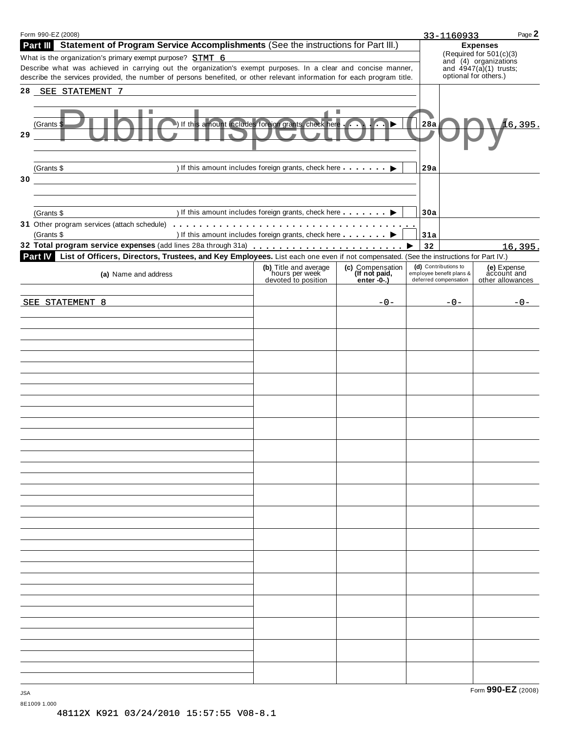Form 990-EZ (2008) 33-1160933 Page **2**

## Part III Statement of Program Service Accomplishments (See the instructions for Part III.)

What is the organization's primary exempt purpose? STMT 6

Describe what was achieved in carrying out the organization's exempt purposes. In a clear and concise manner, describe the services provided, the number of persons benefited, or other relevant information for each program title.

**Expenses** (Required for 501(c)(3) and (4) organizations and 4947(a)(1) trusts; optional for others.)

| | | | Expenses |
|---|---|---|---|
| 28 | SEE STATEMENT 7 | | |
| | (Grants $ ) If this amount includes foreign grants, check here ▶ | 28a | 16,395. |
| 29 | | | |
| | (Grants $ ) If this amount includes foreign grants, check here ▶ | 29a | |
| 30 | | | |
| | (Grants $ ) If this amount includes foreign grants, check here ▶ | 30a | |
| 31 | Other program services (attach schedule) (Grants $ ) If this amount includes foreign grants, check here ▶ | 31a | |
| 32 | **Total program service expenses** (add lines 28a through 31a) ▶ | 32 | 16,395. |

Public Inspection Copy

## Part IV List of Officers, Directors, Trustees, and Key Employees. List each one even if not compensated. (See the instructions for Part IV.)

| (a) Name and address | (b) Title and average hours per week devoted to position | (c) Compensation (If not paid, enter -0-.) | (d) Contributions to employee benefit plans & deferred compensation | (e) Expense account and other allowances |
|---|---|---|---|---|
| SEE STATEMENT 8 | | -0- | -0- | -0- |

JSA
8E1009 1.000

Form **990-EZ** (2008)

48112X K921 03/24/2010 15:57:55 V08-8.1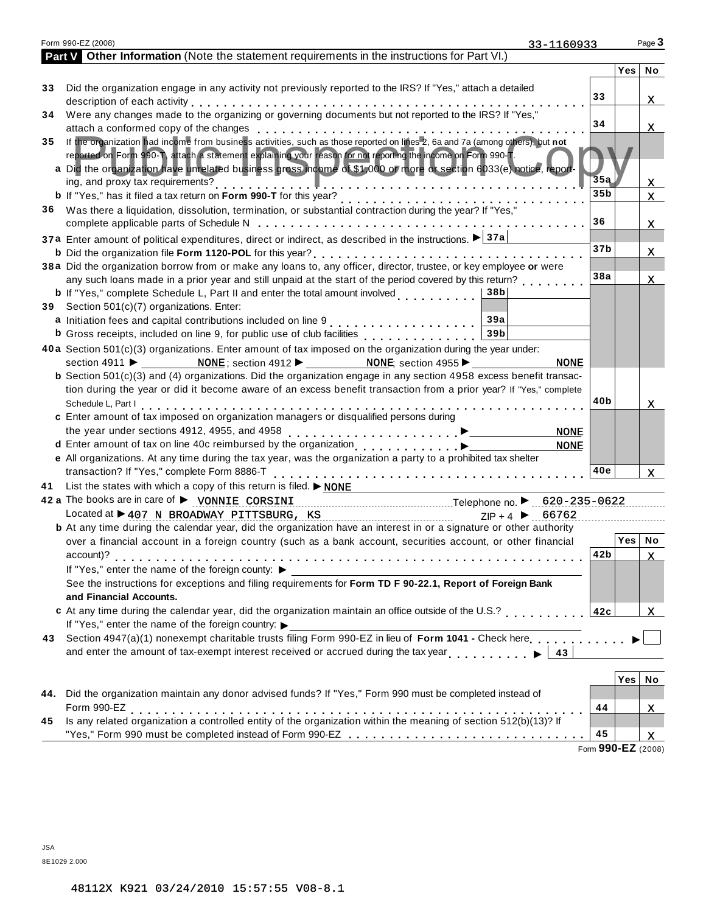Form 990-EZ (2008) 33-1160933 Page **3**

**Part V** **Other Information** (Note the statement requirements in the instructions for Part VI.)

Public Inspection Copy

| | | | Yes | No |
|---|---|---|---|---|
| **33** | Did the organization engage in any activity not previously reported to the IRS? If "Yes," attach a detailed description of each activity | 33 | | X |
| **34** | Were any changes made to the organizing or governing documents but not reported to the IRS? If "Yes," attach a conformed copy of the changes | 34 | | X |
| **35** | If the organization had income from business activities, such as those reported on lines 2, 6a and 7a (among others), but **not** reported on Form 990-T, attach a statement explaining your reason for not reporting the income on Form 990-T. | | | |
| **a** | Did the organization have unrelated business gross income of $1,000 or more or section 6033(e) notice, reporting, and proxy tax requirements? | 35a | | X |
| **b** | If "Yes," has it filed a tax return on **Form 990-T** for this year? | 35b | | X |
| **36** | Was there a liquidation, dissolution, termination, or substantial contraction during the year? If "Yes," complete applicable parts of Schedule N | 36 | | X |
| **37a** | Enter amount of political expenditures, direct or indirect, as described in the instructions. ▶ 37a | | | |
| **b** | Did the organization file **Form 1120-POL** for this year? | 37b | | X |
| **38a** | Did the organization borrow from or make any loans to, any officer, director, trustee, or key employee **or** were any such loans made in a prior year and still unpaid at the start of the period covered by this return? | 38a | | X |
| **b** | If "Yes," complete Schedule L, Part II and enter the total amount involved 38b | | | |
| **39** | Section 501(c)(7) organizations. Enter: | | | |
| **a** | Initiation fees and capital contributions included on line 9 39a | | | |
| **b** | Gross receipts, included on line 9, for public use of club facilities 39b | | | |
| **40a** | Section 501(c)(3) organizations. Enter amount of tax imposed on the organization during the year under: section 4911 ▶ NONE ; section 4912 ▶ NONE ; section 4955 ▶ NONE | | | |
| **b** | Section 501(c)(3) and (4) organizations. Did the organization engage in any section 4958 excess benefit transaction during the year or did it become aware of an excess benefit transaction from a prior year? If "Yes," complete Schedule L, Part I | 40b | | X |
| **c** | Enter amount of tax imposed on organization managers or disqualified persons during the year under sections 4912, 4955, and 4958 ▶ NONE | | | |
| **d** | Enter amount of tax on line 40c reimbursed by the organization ▶ NONE | | | |
| **e** | All organizations. At any time during the tax year, was the organization a party to a prohibited tax shelter transaction? If "Yes," complete Form 8886-T | 40e | | X |

**41** List the states with which a copy of this return is filed. ▶ NONE

**42 a** The books are in care of ▶ VONNIE CORSINI Telephone no. ▶ 620-235-0622

Located at ▶ 407 N BROADWAY PITTSBURG, KS ZIP + 4 ▶ 66762

| | | | Yes | No |
|---|---|---|---|---|
| **b** | At any time during the calendar year, did the organization have an interest in or a signature or other authority over a financial account in a foreign country (such as a bank account, securities account, or other financial account)? | 42b | | X |
| | If "Yes," enter the name of the foreign county: ▶ | | | |
| | See the instructions for exceptions and filing requirements for **Form TD F 90-22.1, Report of Foreign Bank and Financial Accounts.** | | | |
| **c** | At any time during the calendar year, did the organization maintain an office outside of the U.S.? | 42c | | X |
| | If "Yes," enter the name of the foreign country: ▶ | | | |

**43** Section 4947(a)(1) nonexempt charitable trusts filing Form 990-EZ in lieu of **Form 1041 -** Check here ▶ ☐ and enter the amount of tax-exempt interest received or accrued during the tax year ▶ 43

| | | | Yes | No |
|---|---|---|---|---|
| **44.** | Did the organization maintain any donor advised funds? If "Yes," Form 990 must be completed instead of Form 990-EZ | 44 | | X |
| **45** | Is any related organization a controlled entity of the organization within the meaning of section 512(b)(13)? If "Yes," Form 990 must be completed instead of Form 990-EZ | 45 | | X |

Form **990-EZ** (2008)

JSA
8E1029 2.000

48112X K921 03/24/2010 15:57:55 V08-8.1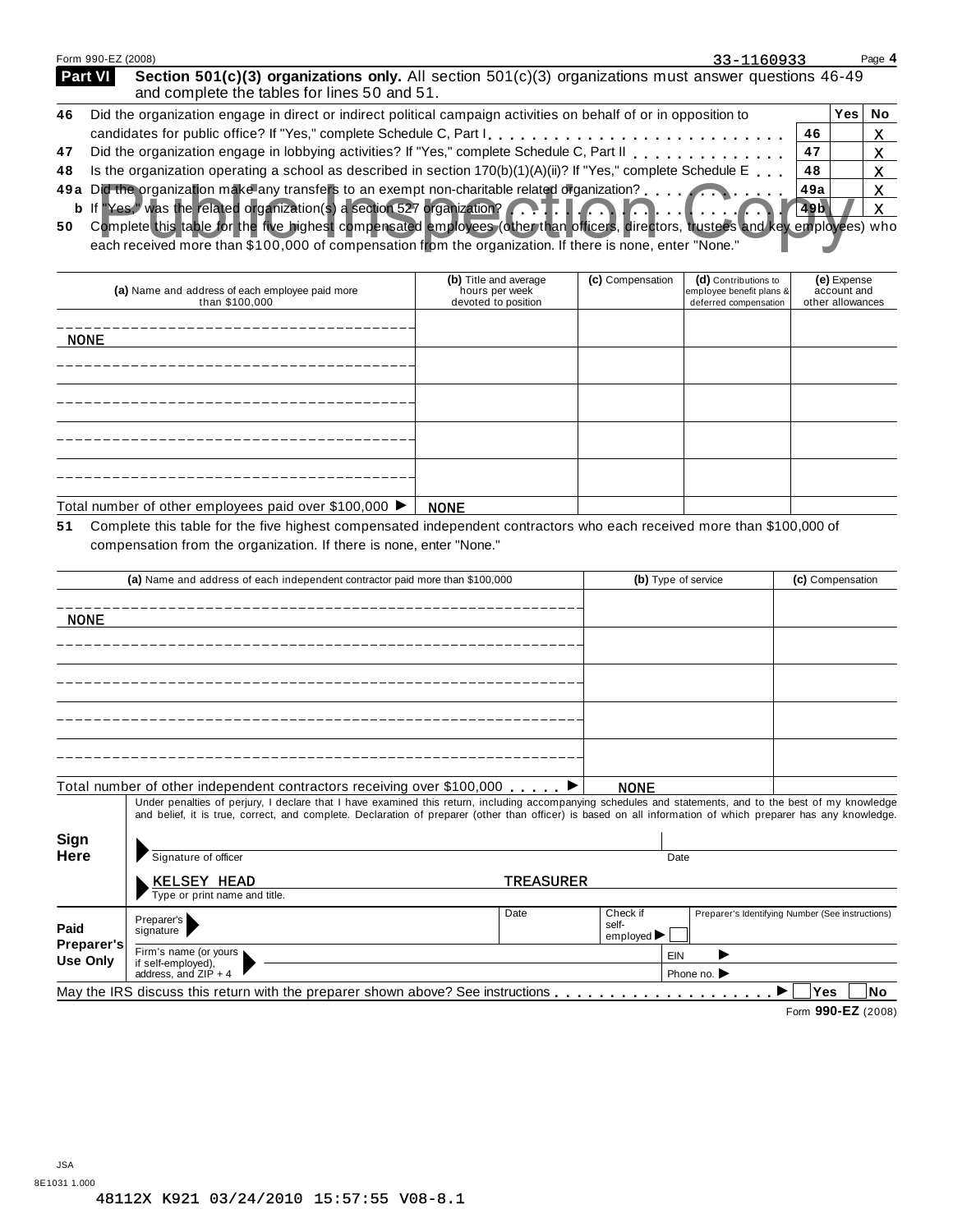Form 990-EZ (2008) 33-1160933

**Part VI** **Section 501(c)(3) organizations only.** All section 501(c)(3) organizations must answer questions 46-49 and complete the tables for lines 50 and 51.

| | | | Yes | No |
|---|---|---|---|---|
| 46 | Did the organization engage in direct or indirect political campaign activities on behalf of or in opposition to candidates for public office? If "Yes," complete Schedule C, Part I | 46 | | X |
| 47 | Did the organization engage in lobbying activities? If "Yes," complete Schedule C, Part II | 47 | | X |
| 48 | Is the organization operating a school as described in section 170(b)(1)(A)(ii)? If "Yes," complete Schedule E | 48 | | X |
| 49a | Did the organization make any transfers to an exempt non-charitable related organization? | 49a | | X |
| b | If "Yes," was the related organization(s) a section 527 organization? | 49b | | X |

Public Inspection Copy

**50** Complete this table for the five highest compensated employees (other than officers, directors, trustees and key employees) who each received more than $100,000 of compensation from the organization. If there is none, enter "None."

| (a) Name and address of each employee paid more than $100,000 | (b) Title and average hours per week devoted to position | (c) Compensation | (d) Contributions to employee benefit plans & deferred compensation | (e) Expense account and other allowances |
|---|---|---|---|---|
| NONE | | | | |
| | | | | |
| | | | | |
| | | | | |
| | | | | |
| Total number of other employees paid over $100,000 ▶ | NONE | | | |

**51** Complete this table for the five highest compensated independent contractors who each received more than $100,000 of compensation from the organization. If there is none, enter "None."

| (a) Name and address of each independent contractor paid more than $100,000 | (b) Type of service | (c) Compensation |
|---|---|---|
| NONE | | |
| | | |
| | | |
| | | |
| | | |
| Total number of other independent contractors receiving over $100,000 ▶ | NONE | |

**Sign Here**

Under penalties of perjury, I declare that I have examined this return, including accompanying schedules and statements, and to the best of my knowledge and belief, it is true, correct, and complete. Declaration of preparer (other than officer) is based on all information of which preparer has any knowledge.

Signature of officer | Date

KELSEY HEAD TREASURER

Type or print name and title.

**Paid Preparer's Use Only**

| Preparer's signature | Date | Check if self-employed ▶ ☐ | Preparer's Identifying Number (See instructions) |
|---|---|---|---|
| Firm's name (or yours if self-employed), address, and ZIP + 4 | | EIN ▶ | |
| | | Phone no. ▶ | |

May the IRS discuss this return with the preparer shown above? See instructions ▶ ☐ Yes ☐ No

Form **990-EZ** (2008)

JSA
8E1031 1.000

48112X K921 03/24/2010 15:57:55 V08-8.1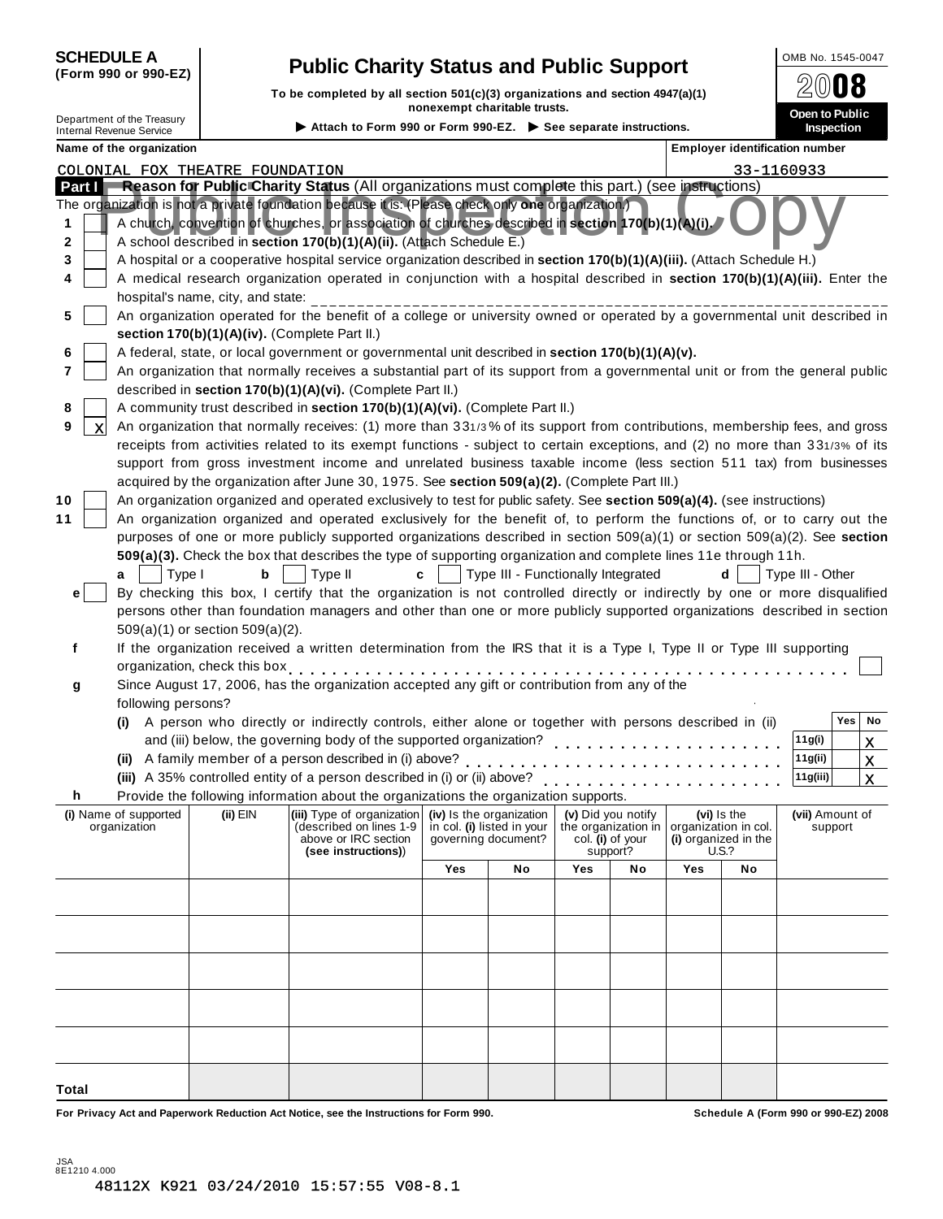**SCHEDULE A (Form 990 or 990-EZ)**

# Public Charity Status and Public Support

**To be completed by all section 501(c)(3) organizations and section 4947(a)(1) nonexempt charitable trusts.**

▶ Attach to Form 990 or Form 990-EZ. ▶ See separate instructions.

Department of the Treasury
Internal Revenue Service

OMB No. 1545-0047

2008

Open to Public Inspection

Public Inspection Copy

| Name of the organization | Employer identification number |
|---|---|
| COLONIAL FOX THEATRE FOUNDATION | 33-1160933 |

**Part I Reason for Public Charity Status** (All organizations must complete this part.) (see instructions)

The organization is not a private foundation because it is: (Please check only **one** organization.)

1. [ ] A church, convention of churches, or association of churches described in **section 170(b)(1)(A)(i).**
2. [ ] A school described in **section 170(b)(1)(A)(ii).** (Attach Schedule E.)
3. [ ] A hospital or a cooperative hospital service organization described in **section 170(b)(1)(A)(iii).** (Attach Schedule H.)
4. [ ] A medical research organization operated in conjunction with a hospital described in **section 170(b)(1)(A)(iii).** Enter the hospital's name, city, and state: ____________
5. [ ] An organization operated for the benefit of a college or university owned or operated by a governmental unit described in **section 170(b)(1)(A)(iv).** (Complete Part II.)
6. [ ] A federal, state, or local government or governmental unit described in **section 170(b)(1)(A)(v).**
7. [ ] An organization that normally receives a substantial part of its support from a governmental unit or from the general public described in **section 170(b)(1)(A)(vi).** (Complete Part II.)
8. [ ] A community trust described in **section 170(b)(1)(A)(vi).** (Complete Part II.)
9. [X] An organization that normally receives: (1) more than 33 1/3 % of its support from contributions, membership fees, and gross receipts from activities related to its exempt functions - subject to certain exceptions, and (2) no more than 33 1/3% of its support from gross investment income and unrelated business taxable income (less section 511 tax) from businesses acquired by the organization after June 30, 1975. See **section 509(a)(2).** (Complete Part III.)
10. [ ] An organization organized and operated exclusively to test for public safety. See **section 509(a)(4).** (see instructions)
11. [ ] An organization organized and operated exclusively for the benefit of, to perform the functions of, or to carry out the purposes of one or more publicly supported organizations described in section 509(a)(1) or section 509(a)(2). See **section 509(a)(3).** Check the box that describes the type of supporting organization and complete lines 11e through 11h.

   **a** [ ] Type I **b** [ ] Type II **c** [ ] Type III - Functionally Integrated **d** [ ] Type III - Other

   **e** [ ] By checking this box, I certify that the organization is not controlled directly or indirectly by one or more disqualified persons other than foundation managers and other than one or more publicly supported organizations described in section 509(a)(1) or section 509(a)(2).

   **f** If the organization received a written determination from the IRS that it is a Type I, Type II or Type III supporting organization, check this box . . . . . [ ]

   **g** Since August 17, 2006, has the organization accepted any gift or contribution from any of the following persons?

| | | Yes | No |
|---|---|---|---|
| **(i)** A person who directly or indirectly controls, either alone or together with persons described in (ii) and (iii) below, the governing body of the supported organization? | 11g(i) | | X |
| **(ii)** A family member of a person described in (i) above? | 11g(ii) | | X |
| **(iii)** A 35% controlled entity of a person described in (i) or (ii) above? | 11g(iii) | | X |

   **h** Provide the following information about the organizations the organization supports.

| (i) Name of supported organization | (ii) EIN | (iii) Type of organization (described on lines 1-9 above or IRC section (see instructions)) | (iv) Is the organization in col. (i) listed in your governing document? | | (v) Did you notify the organization in col. (i) of your support? | | (vi) Is the organization in col. (i) organized in the U.S.? | | (vii) Amount of support |
|---|---|---|---|---|---|---|---|---|---|
| | | | Yes | No | Yes | No | Yes | No | |
| | | | | | | | | | |
| | | | | | | | | | |
| | | | | | | | | | |
| | | | | | | | | | |
| | | | | | | | | | |
| **Total** | | | | | | | | | |

**For Privacy Act and Paperwork Reduction Act Notice, see the Instructions for Form 990.** **Schedule A (Form 990 or 990-EZ) 2008**

JSA
8E1210 4.000

48112X K921 03/24/2010 15:57:55 V08-8.1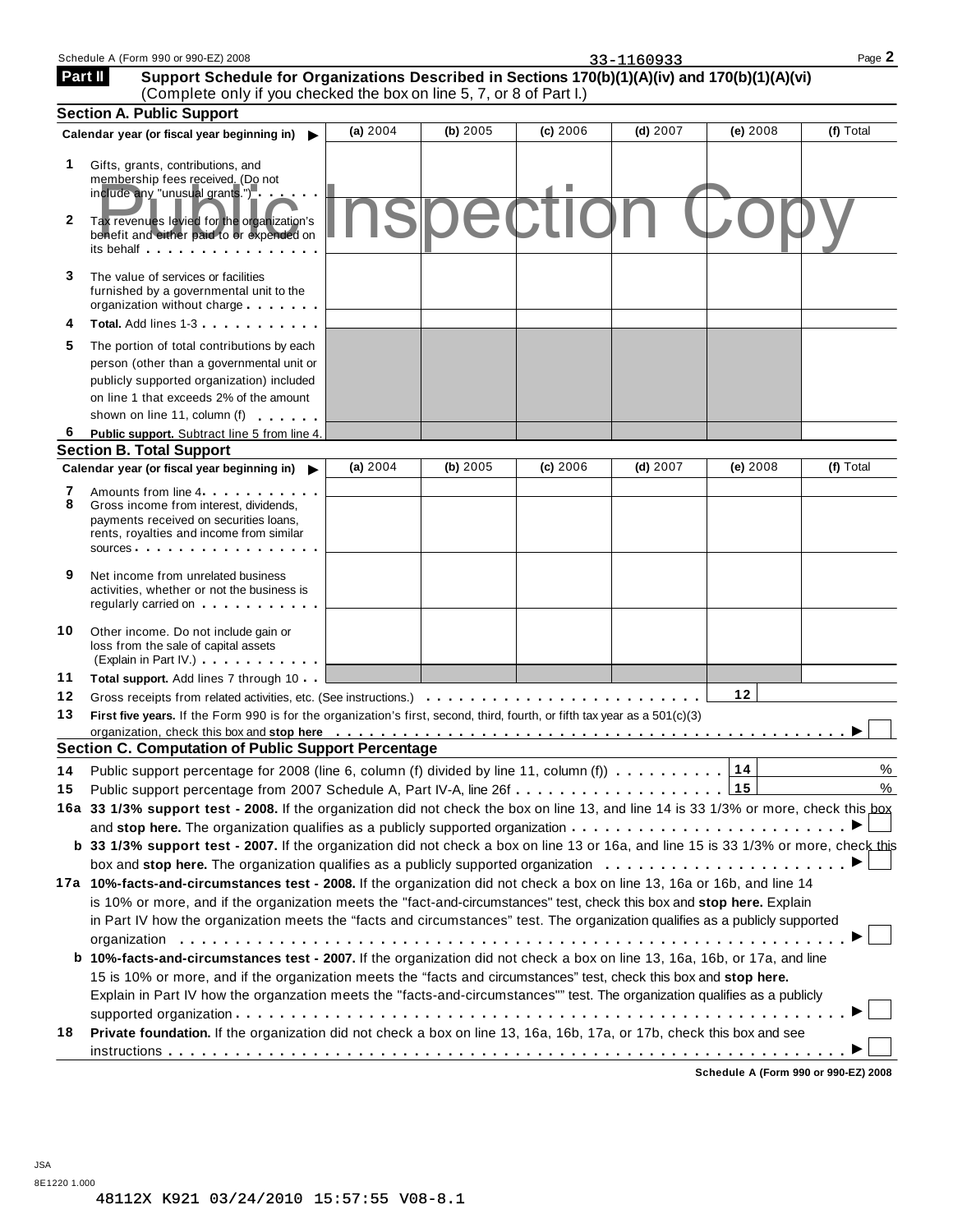Schedule A (Form 990 or 990-EZ) 2008 33-1160933 Page **2**

## Part II Support Schedule for Organizations Described in Sections 170(b)(1)(A)(iv) and 170(b)(1)(A)(vi)

(Complete only if you checked the box on line 5, 7, or 8 of Part I.)

### Section A. Public Support

| Calendar year (or fiscal year beginning in) ▶ | (a) 2004 | (b) 2005 | (c) 2006 | (d) 2007 | (e) 2008 | (f) Total |
|---|---|---|---|---|---|---|
| **1** Gifts, grants, contributions, and membership fees received. (Do not include any "unusual grants.") | | | | | | |
| **2** Tax revenues levied for the organization's benefit and either paid to or expended on its behalf | | | | | | |
| **3** The value of services or facilities furnished by a governmental unit to the organization without charge | | | | | | |
| **4** **Total.** Add lines 1-3 | | | | | | |
| **5** The portion of total contributions by each person (other than a governmental unit or publicly supported organization) included on line 1 that exceeds 2% of the amount shown on line 11, column (f) | | | | | | |
| **6** **Public support.** Subtract line 5 from line 4. | | | | | | |

Public Inspection Copy

### Section B. Total Support

| Calendar year (or fiscal year beginning in) ▶ | (a) 2004 | (b) 2005 | (c) 2006 | (d) 2007 | (e) 2008 | (f) Total |
|---|---|---|---|---|---|---|
| **7** Amounts from line 4 | | | | | | |
| **8** Gross income from interest, dividends, payments received on securities loans, rents, royalties and income from similar sources | | | | | | |
| **9** Net income from unrelated business activities, whether or not the business is regularly carried on | | | | | | |
| **10** Other income. Do not include gain or loss from the sale of capital assets (Explain in Part IV.) | | | | | | |
| **11** **Total support.** Add lines 7 through 10 | | | | | | |

**12** Gross receipts from related activities, etc. (See instructions.) **12**

**13** **First five years.** If the Form 990 is for the organization's first, second, third, fourth, or fifth tax year as a 501(c)(3) organization, check this box and **stop here** ▶ ☐

### Section C. Computation of Public Support Percentage

**14** Public support percentage for 2008 (line 6, column (f) divided by line 11, column (f)) **14** %

**15** Public support percentage from 2007 Schedule A, Part IV-A, line 26f **15** %

**16a** **33 1/3% support test - 2008.** If the organization did not check the box on line 13, and line 14 is 33 1/3% or more, check this box and **stop here.** The organization qualifies as a publicly supported organization ▶ ☐

**b** **33 1/3% support test - 2007.** If the organization did not check a box on line 13 or 16a, and line 15 is 33 1/3% or more, check this box and **stop here.** The organization qualifies as a publicly supported organization ▶ ☐

**17a** **10%-facts-and-circumstances test - 2008.** If the organization did not check a box on line 13, 16a or 16b, and line 14 is 10% or more, and if the organization meets the "fact-and-circumstances" test, check this box and **stop here.** Explain in Part IV how the organization meets the "facts and circumstances" test. The organization qualifies as a publicly supported organization ▶ ☐

**b** **10%-facts-and-circumstances test - 2007.** If the organization did not check a box on line 13, 16a, 16b, or 17a, and line 15 is 10% or more, and if the organization meets the "facts and circumstances" test, check this box and **stop here.** Explain in Part IV how the organzation meets the "facts-and-circumstances"" test. The organization qualifies as a publicly supported organization ▶ ☐

**18** **Private foundation.** If the organization did not check a box on line 13, 16a, 16b, 17a, or 17b, check this box and see instructions ▶ ☐

**Schedule A (Form 990 or 990-EZ) 2008**

JSA
8E1220 1.000

48112X K921 03/24/2010 15:57:55 V08-8.1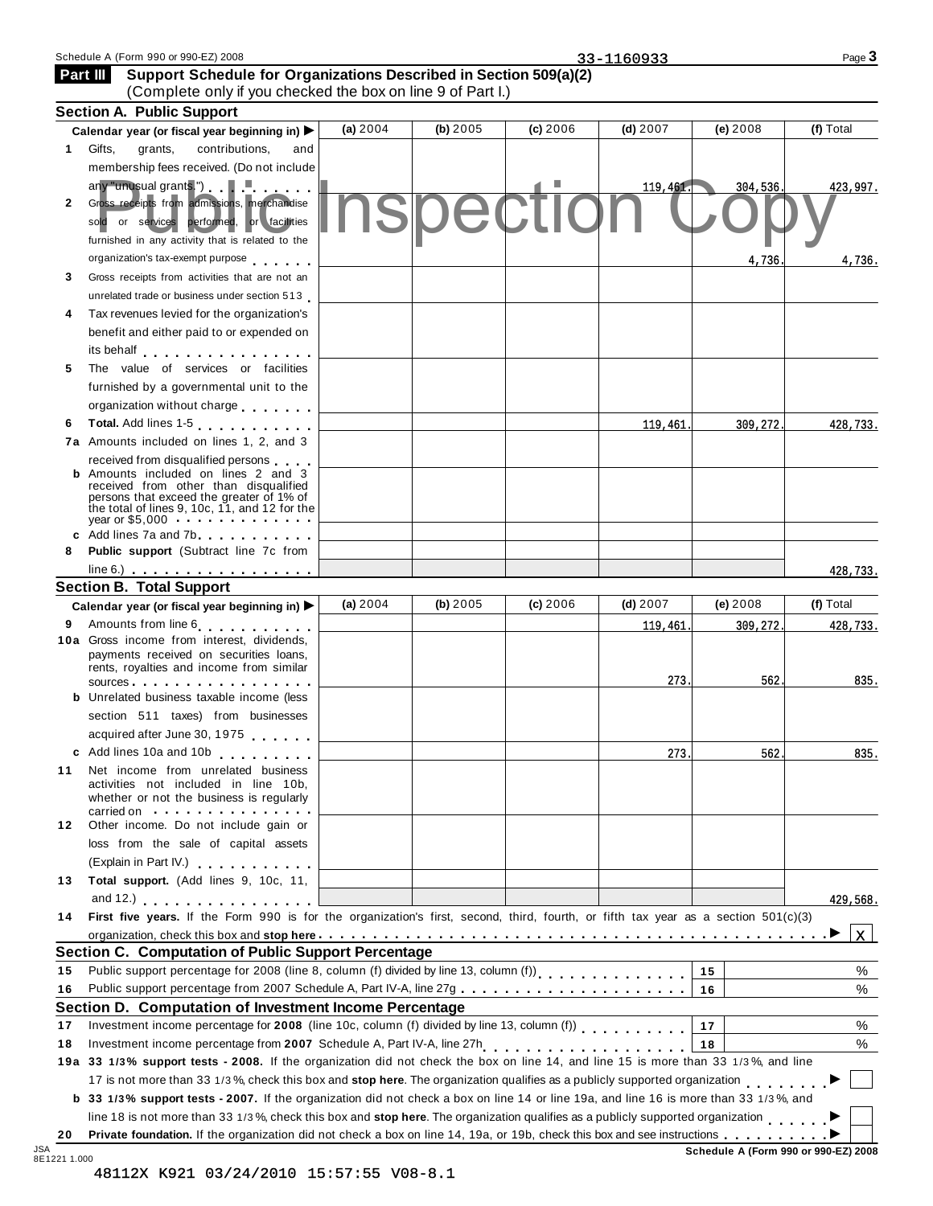Schedule A (Form 990 or 990-EZ) 2008 33-1160933

## Part III Support Schedule for Organizations Described in Section 509(a)(2)

(Complete only if you checked the box on line 9 of Part I.)

Public Inspection Copy

### Section A. Public Support

| Calendar year (or fiscal year beginning in) ▶ | (a) 2004 | (b) 2005 | (c) 2006 | (d) 2007 | (e) 2008 | (f) Total |
|---|---|---|---|---|---|---|
| 1 Gifts, grants, contributions, and membership fees received. (Do not include any "unusual grants.") | | | | 119,461. | 304,536. | 423,997. |
| 2 Gross receipts from admissions, merchandise sold or services performed, or facilities furnished in any activity that is related to the organization's tax-exempt purpose | | | | | 4,736. | 4,736. |
| 3 Gross receipts from activities that are not an unrelated trade or business under section 513 | | | | | | |
| 4 Tax revenues levied for the organization's benefit and either paid to or expended on its behalf | | | | | | |
| 5 The value of services or facilities furnished by a governmental unit to the organization without charge | | | | | | |
| 6 **Total.** Add lines 1-5 | | | | 119,461. | 309,272. | 428,733. |
| 7a Amounts included on lines 1, 2, and 3 received from disqualified persons | | | | | | |
| b Amounts included on lines 2 and 3 received from other than disqualified persons that exceed the greater of 1% of the total of lines 9, 10c, 11, and 12 for the year or $5,000 | | | | | | |
| c Add lines 7a and 7b | | | | | | |
| 8 **Public support** (Subtract line 7c from line 6.) | | | | | | 428,733. |

### Section B. Total Support

| Calendar year (or fiscal year beginning in) ▶ | (a) 2004 | (b) 2005 | (c) 2006 | (d) 2007 | (e) 2008 | (f) Total |
|---|---|---|---|---|---|---|
| 9 Amounts from line 6 | | | | 119,461. | 309,272. | 428,733. |
| 10a Gross income from interest, dividends, payments received on securities loans, rents, royalties and income from similar sources | | | | 273. | 562. | 835. |
| b Unrelated business taxable income (less section 511 taxes) from businesses acquired after June 30, 1975 | | | | | | |
| c Add lines 10a and 10b | | | | 273. | 562. | 835. |
| 11 Net income from unrelated business activities not included in line 10b, whether or not the business is regularly carried on | | | | | | |
| 12 Other income. Do not include gain or loss from the sale of capital assets (Explain in Part IV.) | | | | | | |
| 13 **Total support.** (Add lines 9, 10c, 11, and 12.) | | | | | | 429,568. |

14 **First five years.** If the Form 990 is for the organization's first, second, third, fourth, or fifth tax year as a section 501(c)(3) organization, check this box and **stop here** ▶ X

### Section C. Computation of Public Support Percentage

| | | | |
|---|---|---|---|
| 15 | Public support percentage for 2008 (line 8, column (f) divided by line 13, column (f)) | 15 | % |
| 16 | Public support percentage from 2007 Schedule A, Part IV-A, line 27g | 16 | % |

### Section D. Computation of Investment Income Percentage

| | | | |
|---|---|---|---|
| 17 | Investment income percentage for **2008** (line 10c, column (f) divided by line 13, column (f)) | 17 | % |
| 18 | Investment income percentage from **2007** Schedule A, Part IV-A, line 27h | 18 | % |

19a **33 1/3% support tests - 2008.** If the organization did not check the box on line 14, and line 15 is more than 33 1/3%, and line 17 is not more than 33 1/3%, check this box and **stop here**. The organization qualifies as a publicly supported organization ▶ ☐

b **33 1/3% support tests - 2007.** If the organization did not check a box on line 14 or line 19a, and line 16 is more than 33 1/3%, and line 18 is not more than 33 1/3%, check this box and **stop here**. The organization qualifies as a publicly supported organization ▶ ☐

20 **Private foundation.** If the organization did not check a box on line 14, 19a, or 19b, check this box and see instructions ▶ ☐

Schedule A (Form 990 or 990-EZ) 2008

48112X K921 03/24/2010 15:57:55 V08-8.1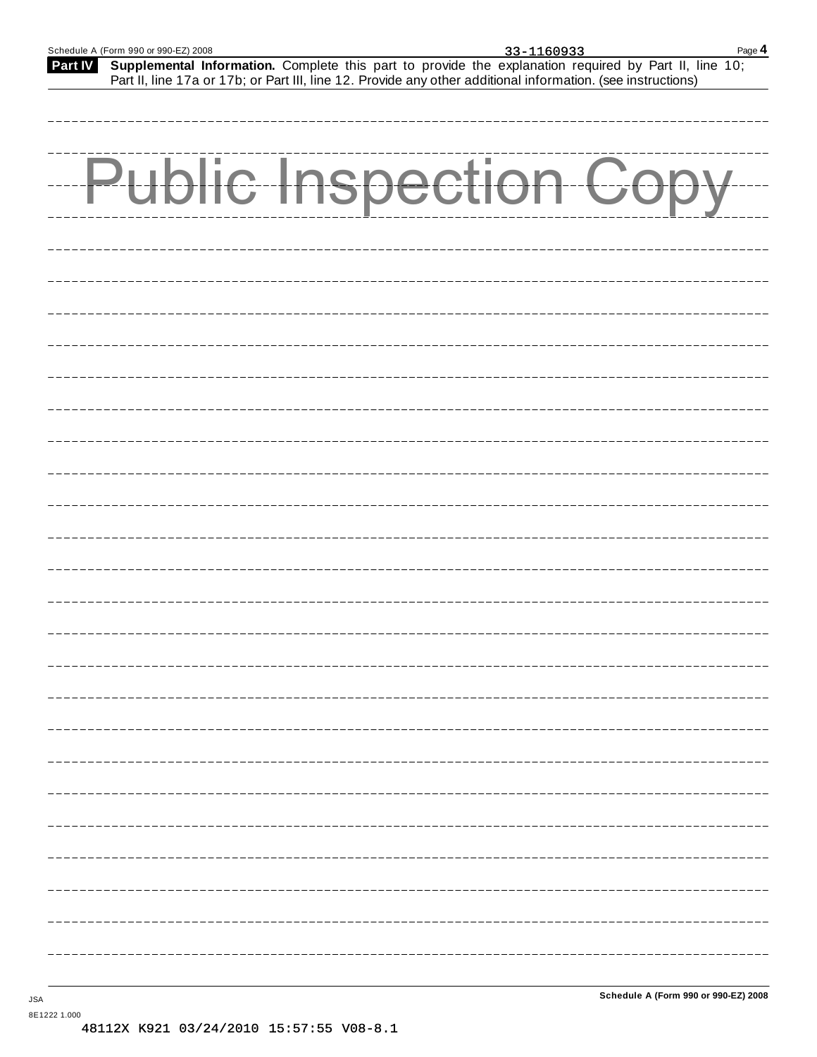33-1160933

**Part IV** **Supplemental Information.** Complete this part to provide the explanation required by Part II, line 10; Part II, line 17a or 17b; or Part III, line 12. Provide any other additional information. (see instructions)

Public Inspection Copy

JSA
8E1222 1.000
48112X K921 03/24/2010 15:57:55 V08-8.1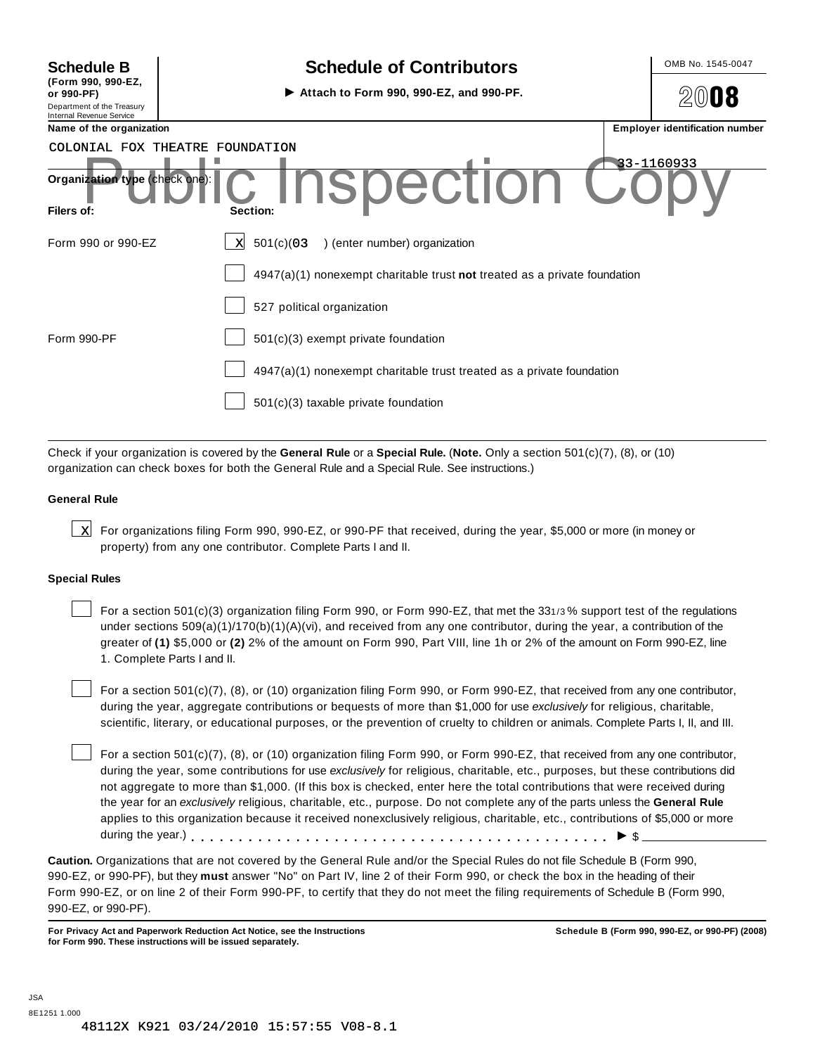**Schedule B**
**(Form 990, 990-EZ, or 990-PF)**
Department of the Treasury
Internal Revenue Service

# Schedule of Contributors

► **Attach to Form 990, 990-EZ, and 990-PF.**

OMB No. 1545-0047

**2008**

| Name of the organization | Employer identification number |
|---|---|
| COLONIAL FOX THEATRE FOUNDATION | 33-1160933 |

Public Inspection Copy

**Organization type** (check one):

| Filers of: | Section: |
|---|---|
| Form 990 or 990-EZ | [X] 501(c)( 03 ) (enter number) organization |
| | [ ] 4947(a)(1) nonexempt charitable trust **not** treated as a private foundation |
| | [ ] 527 political organization |
| Form 990-PF | [ ] 501(c)(3) exempt private foundation |
| | [ ] 4947(a)(1) nonexempt charitable trust treated as a private foundation |
| | [ ] 501(c)(3) taxable private foundation |

Check if your organization is covered by the **General Rule** or a **Special Rule.** (**Note.** Only a section 501(c)(7), (8), or (10) organization can check boxes for both the General Rule and a Special Rule. See instructions.)

**General Rule**

[X] For organizations filing Form 990, 990-EZ, or 990-PF that received, during the year, $5,000 or more (in money or property) from any one contributor. Complete Parts I and II.

**Special Rules**

[ ] For a section 501(c)(3) organization filing Form 990, or Form 990-EZ, that met the 33 1/3 % support test of the regulations under sections 509(a)(1)/170(b)(1)(A)(vi), and received from any one contributor, during the year, a contribution of the greater of **(1)** $5,000 or **(2)** 2% of the amount on Form 990, Part VIII, line 1h or 2% of the amount on Form 990-EZ, line 1. Complete Parts I and II.

[ ] For a section 501(c)(7), (8), or (10) organization filing Form 990, or Form 990-EZ, that received from any one contributor, during the year, aggregate contributions or bequests of more than $1,000 for use *exclusively* for religious, charitable, scientific, literary, or educational purposes, or the prevention of cruelty to children or animals. Complete Parts I, II, and III.

[ ] For a section 501(c)(7), (8), or (10) organization filing Form 990, or Form 990-EZ, that received from any one contributor, during the year, some contributions for use *exclusively* for religious, charitable, etc., purposes, but these contributions did not aggregate to more than $1,000. (If this box is checked, enter here the total contributions that were received during the year for an *exclusively* religious, charitable, etc., purpose. Do not complete any of the parts unless the **General Rule** applies to this organization because it received nonexclusively religious, charitable, etc., contributions of $5,000 or more during the year.) . . . . . . . . . . . . . . . . . . . . . . . . . . . . . . . . . . . . . . . . ► $ ______

**Caution.** Organizations that are not covered by the General Rule and/or the Special Rules do not file Schedule B (Form 990, 990-EZ, or 990-PF), but they **must** answer "No" on Part IV, line 2 of their Form 990, or check the box in the heading of their Form 990-EZ, or on line 2 of their Form 990-PF, to certify that they do not meet the filing requirements of Schedule B (Form 990, 990-EZ, or 990-PF).

**For Privacy Act and Paperwork Reduction Act Notice, see the Instructions for Form 990. These instructions will be issued separately.**

**Schedule B (Form 990, 990-EZ, or 990-PF) (2008)**

JSA
8E1251 1.000

48112X K921 03/24/2010 15:57:55 V08-8.1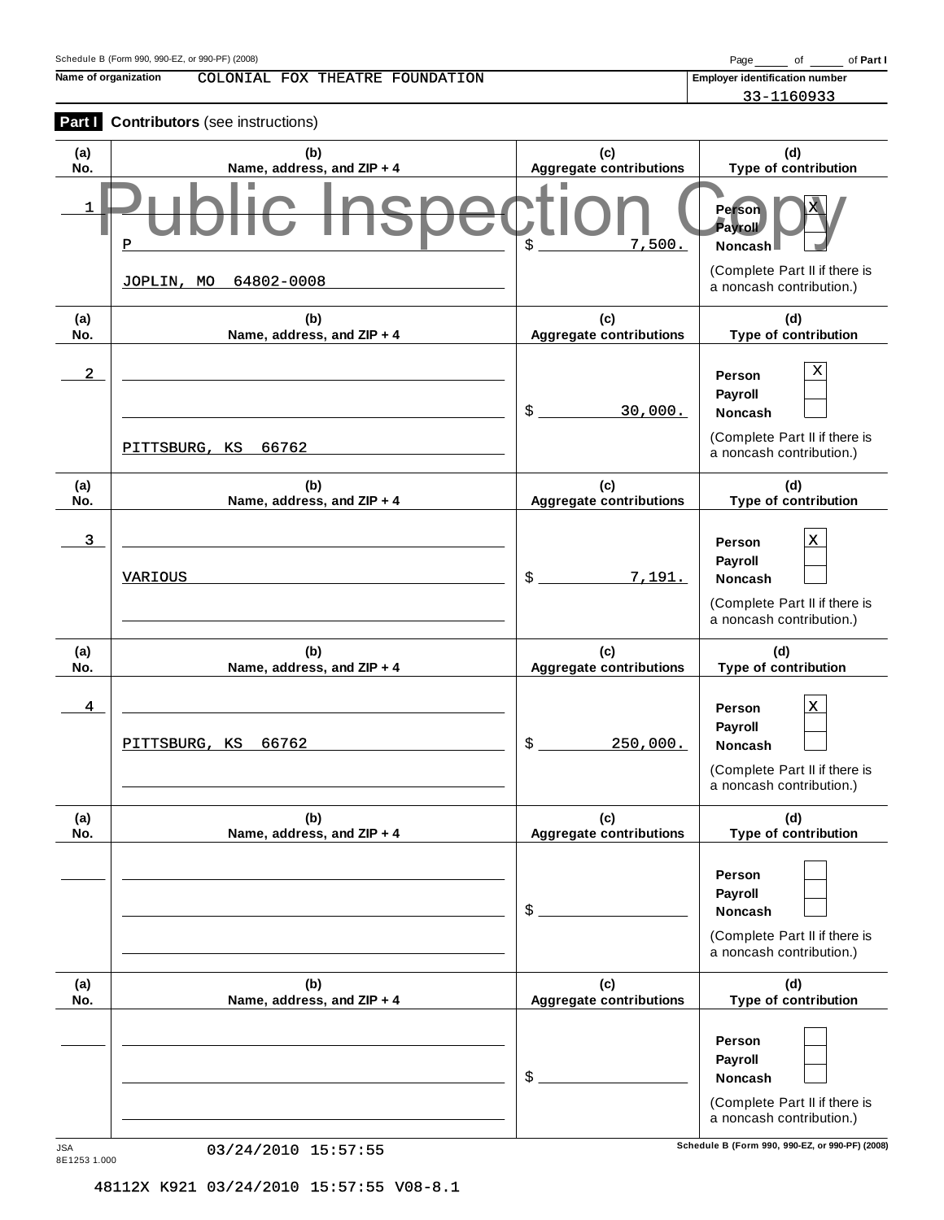Schedule B (Form 990, 990-EZ, or 990-PF) (2008)

**Name of organization** COLONIAL FOX THEATRE FOUNDATION

**Employer identification number** 33-1160933

## Part I Contributors (see instructions)

Public Inspection Copy

| (a) No. | (b) Name, address, and ZIP + 4 | (c) Aggregate contributions | (d) Type of contribution |
|---|---|---|---|
| 1 | P<br>JOPLIN, MO 64802-0008 | $ 7,500. | Person X<br>Payroll<br>Noncash<br>(Complete Part II if there is a noncash contribution.) |
| 2 | PITTSBURG, KS 66762 | $ 30,000. | Person X<br>Payroll<br>Noncash<br>(Complete Part II if there is a noncash contribution.) |
| 3 | VARIOUS | $ 7,191. | Person X<br>Payroll<br>Noncash<br>(Complete Part II if there is a noncash contribution.) |
| 4 | PITTSBURG, KS 66762 | $ 250,000. | Person X<br>Payroll<br>Noncash<br>(Complete Part II if there is a noncash contribution.) |
| | | $ | Person<br>Payroll<br>Noncash<br>(Complete Part II if there is a noncash contribution.) |
| | | $ | Person<br>Payroll<br>Noncash<br>(Complete Part II if there is a noncash contribution.) |

JSA 8E1253 1.000

03/24/2010 15:57:55

Schedule B (Form 990, 990-EZ, or 990-PF) (2008)

48112X K921 03/24/2010 15:57:55 V08-8.1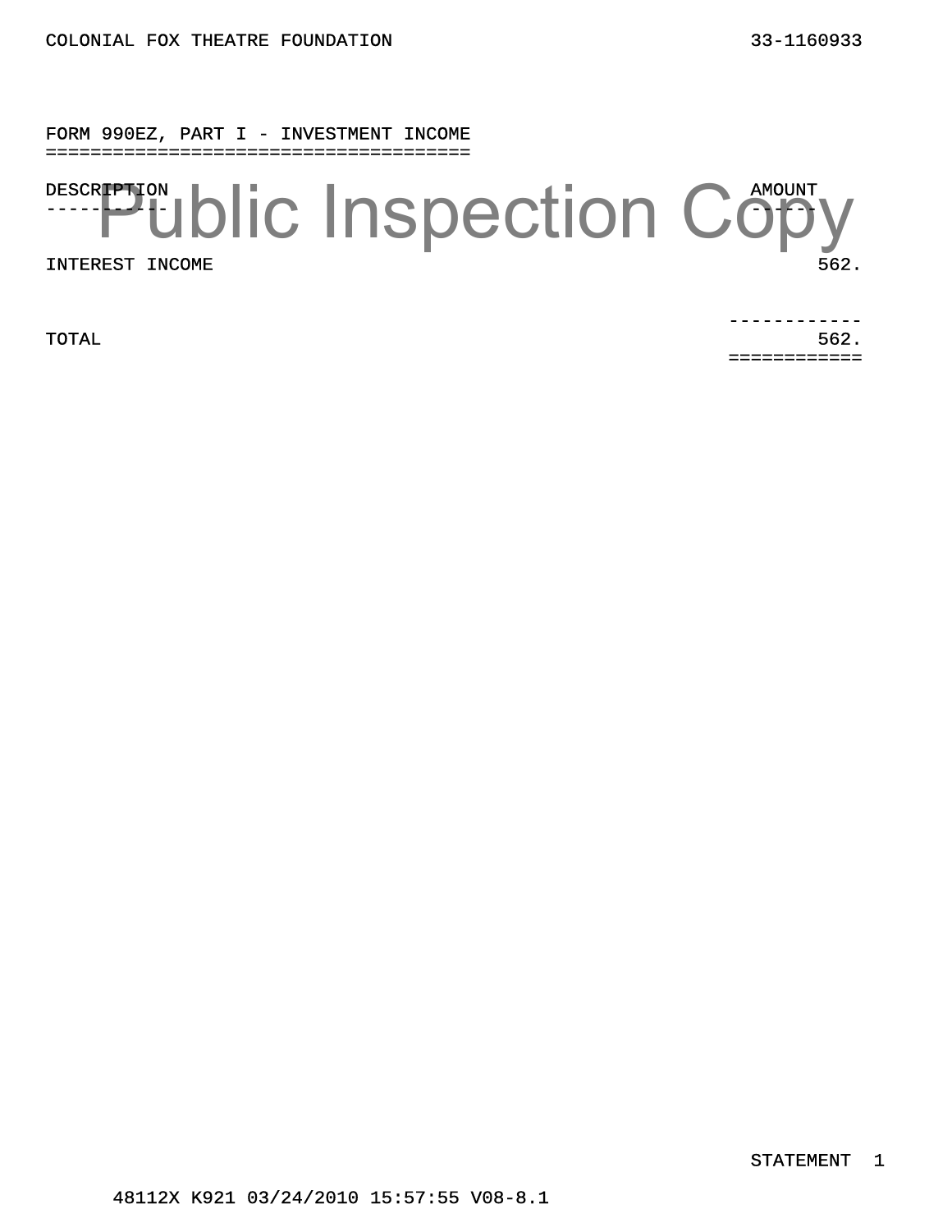COLONIAL FOX THEATRE FOUNDATION 33-1160933

## FORM 990EZ, PART I - INVESTMENT INCOME

| DESCRIPTION | AMOUNT |
|---|---|
| INTEREST INCOME | 562. |
| TOTAL | 562. |

STATEMENT 1

48112X K921 03/24/2010 15:57:55 V08-8.1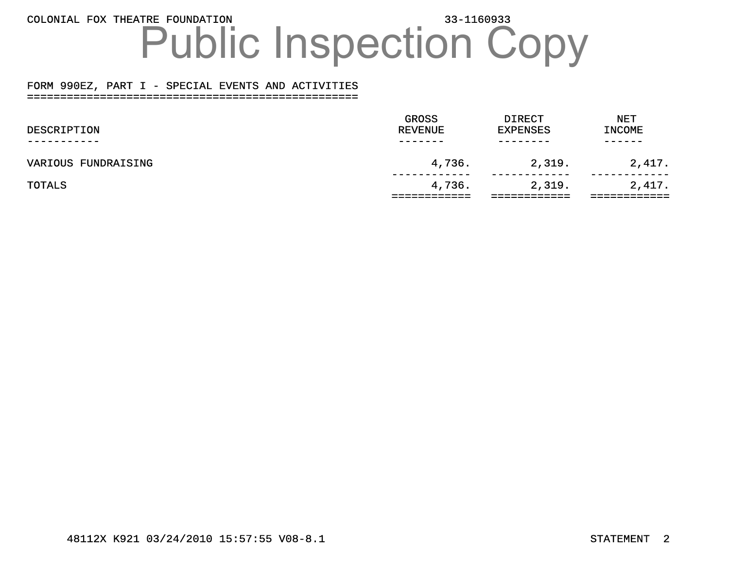COLONIAL FOX THEATRE FOUNDATION 33-1160933

Public Inspection Copy

## FORM 990EZ, PART I - SPECIAL EVENTS AND ACTIVITIES

| DESCRIPTION | GROSS REVENUE | DIRECT EXPENSES | NET INCOME |
|---|---|---|---|
| VARIOUS FUNDRAISING | 4,736. | 2,319. | 2,417. |
| TOTALS | 4,736. | 2,319. | 2,417. |

48112X K921 03/24/2010 15:57:55 V08-8.1 STATEMENT 2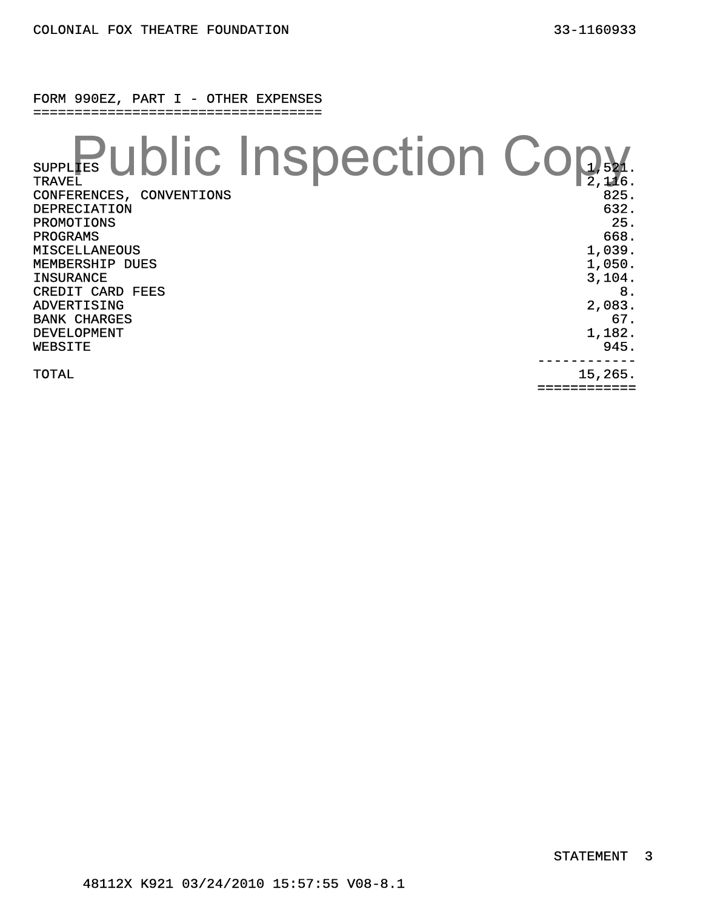COLONIAL FOX THEATRE FOUNDATION 33-1160933

## FORM 990EZ, PART I - OTHER EXPENSES

Public Inspection Copy

| | |
|---|---|
| SUPPLIES | 1,521. |
| TRAVEL | 2,116. |
| CONFERENCES, CONVENTIONS | 825. |
| DEPRECIATION | 632. |
| PROMOTIONS | 25. |
| PROGRAMS | 668. |
| MISCELLANEOUS | 1,039. |
| MEMBERSHIP DUES | 1,050. |
| INSURANCE | 3,104. |
| CREDIT CARD FEES | 8. |
| ADVERTISING | 2,083. |
| BANK CHARGES | 67. |
| DEVELOPMENT | 1,182. |
| WEBSITE | 945. |
| TOTAL | 15,265. |

STATEMENT 3

48112X K921 03/24/2010 15:57:55 V08-8.1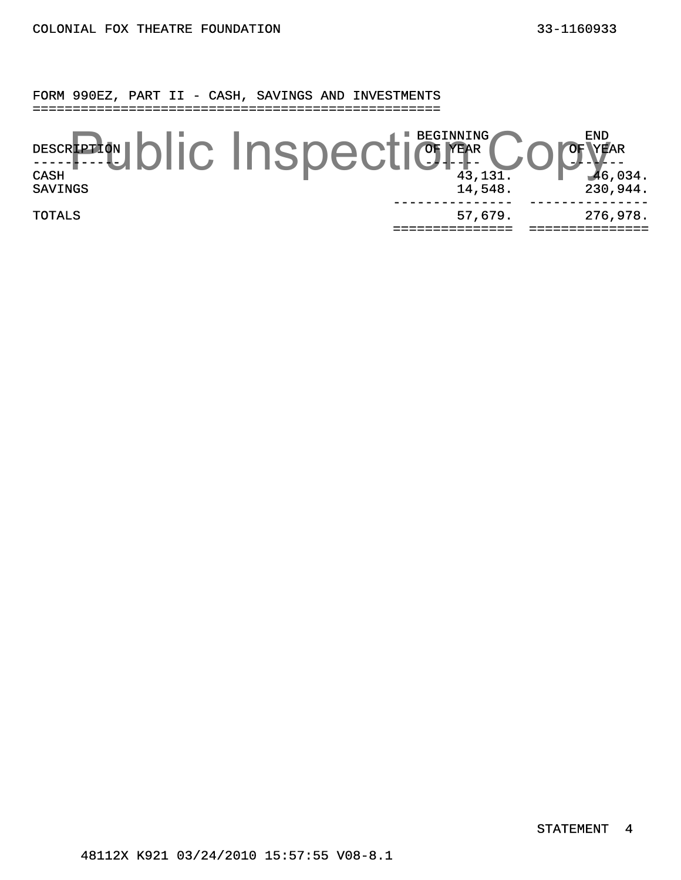COLONIAL FOX THEATRE FOUNDATION 33-1160933

## FORM 990EZ, PART II - CASH, SAVINGS AND INVESTMENTS

| DESCRIPTION | BEGINNING OF YEAR | END OF YEAR |
|---|---|---|
| CASH | 43,131. | 46,034. |
| SAVINGS | 14,548. | 230,944. |
| TOTALS | 57,679. | 276,978. |

STATEMENT 4

48112X K921 03/24/2010 15:57:55 V08-8.1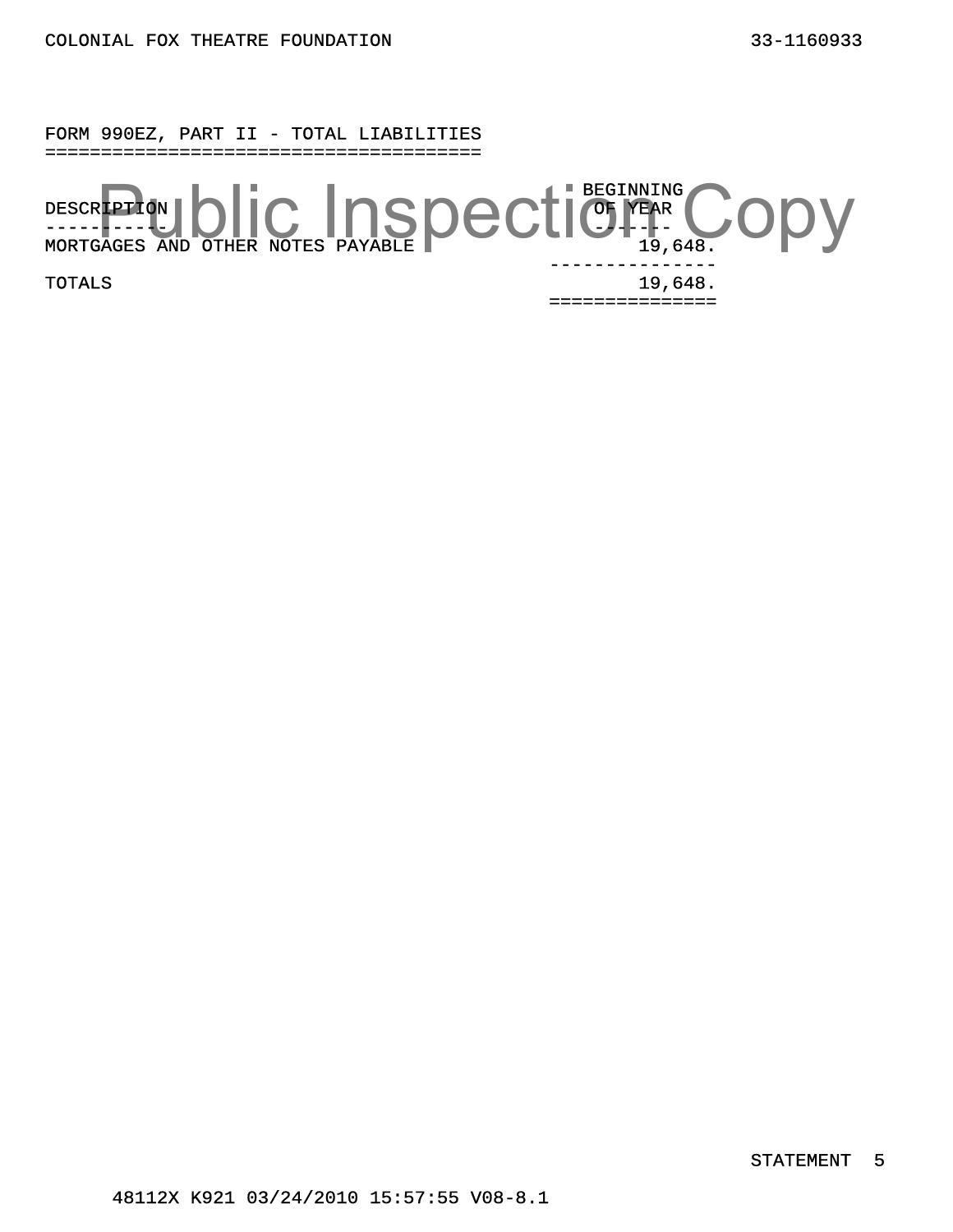COLONIAL FOX THEATRE FOUNDATION 33-1160933

## FORM 990EZ, PART II - TOTAL LIABILITIES

Public Inspection Copy

| DESCRIPTION | BEGINNING OF YEAR |
|---|---|
| MORTGAGES AND OTHER NOTES PAYABLE | 19,648. |
| TOTALS | 19,648. |

STATEMENT 5

48112X K921 03/24/2010 15:57:55 V08-8.1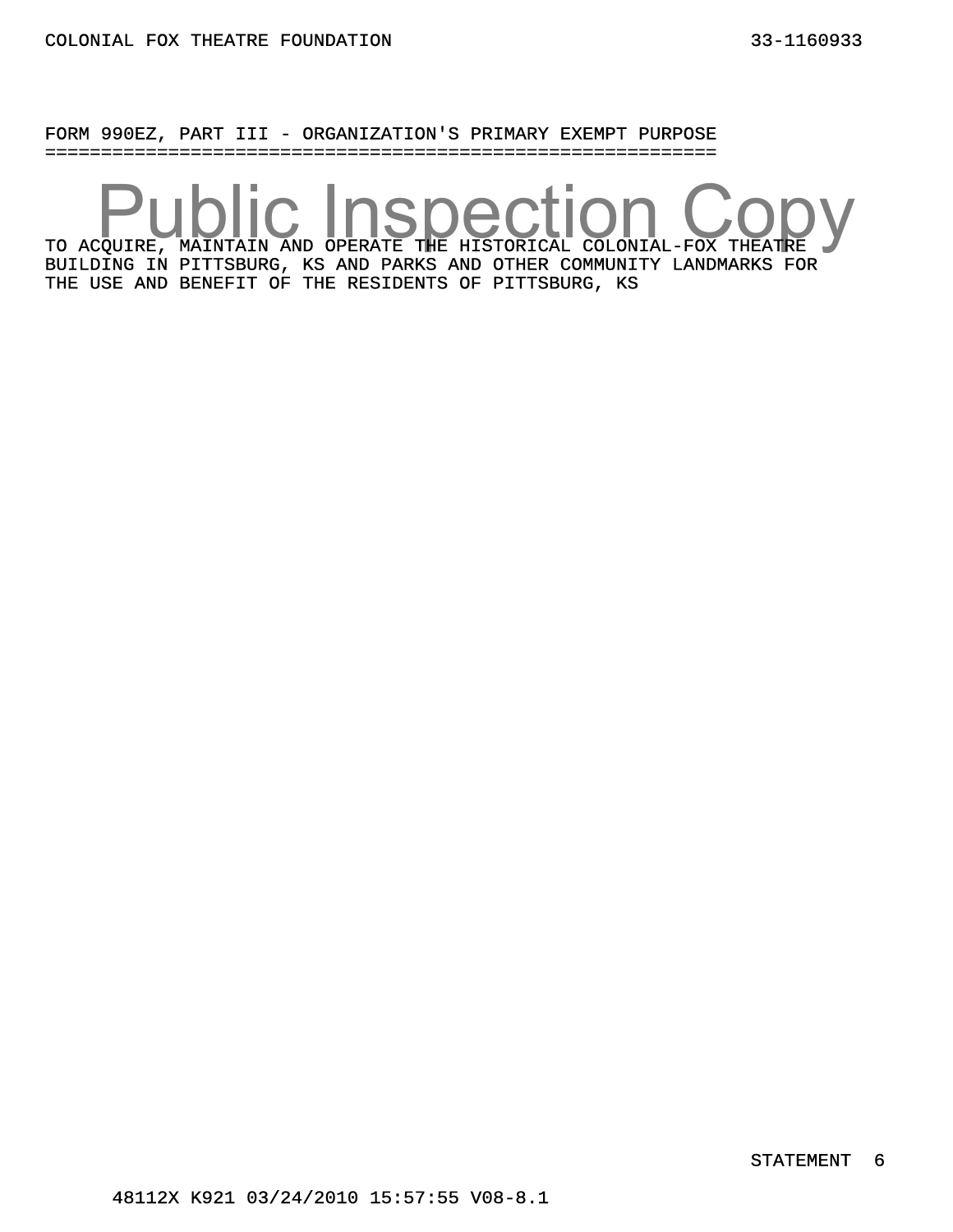COLONIAL FOX THEATRE FOUNDATION 33-1160933

## FORM 990EZ, PART III - ORGANIZATION'S PRIMARY EXEMPT PURPOSE

Public Inspection Copy

TO ACQUIRE, MAINTAIN AND OPERATE THE HISTORICAL COLONIAL-FOX THEATRE BUILDING IN PITTSBURG, KS AND PARKS AND OTHER COMMUNITY LANDMARKS FOR THE USE AND BENEFIT OF THE RESIDENTS OF PITTSBURG, KS

STATEMENT 6

48112X K921 03/24/2010 15:57:55 V08-8.1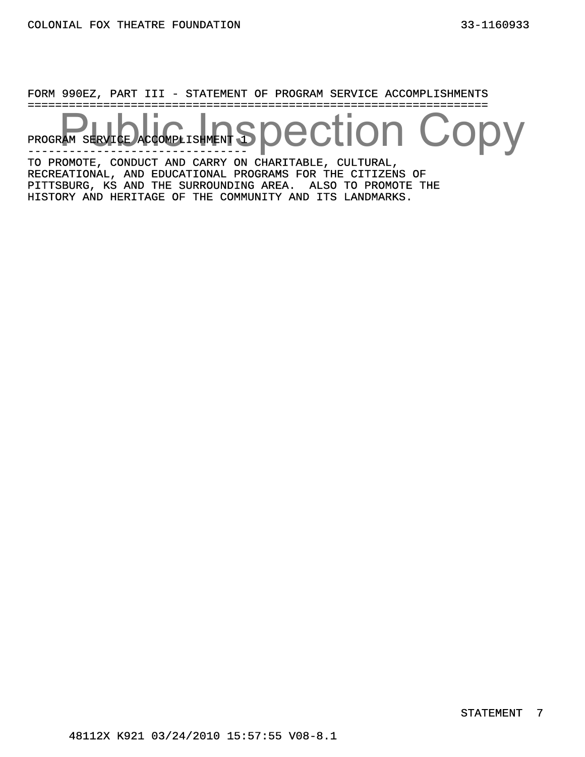COLONIAL FOX THEATRE FOUNDATION 33-1160933

## FORM 990EZ, PART III - STATEMENT OF PROGRAM SERVICE ACCOMPLISHMENTS

Public Inspection Copy

### PROGRAM SERVICE ACCOMPLISHMENT 1

TO PROMOTE, CONDUCT AND CARRY ON CHARITABLE, CULTURAL, RECREATIONAL, AND EDUCATIONAL PROGRAMS FOR THE CITIZENS OF PITTSBURG, KS AND THE SURROUNDING AREA. ALSO TO PROMOTE THE HISTORY AND HERITAGE OF THE COMMUNITY AND ITS LANDMARKS.

STATEMENT 7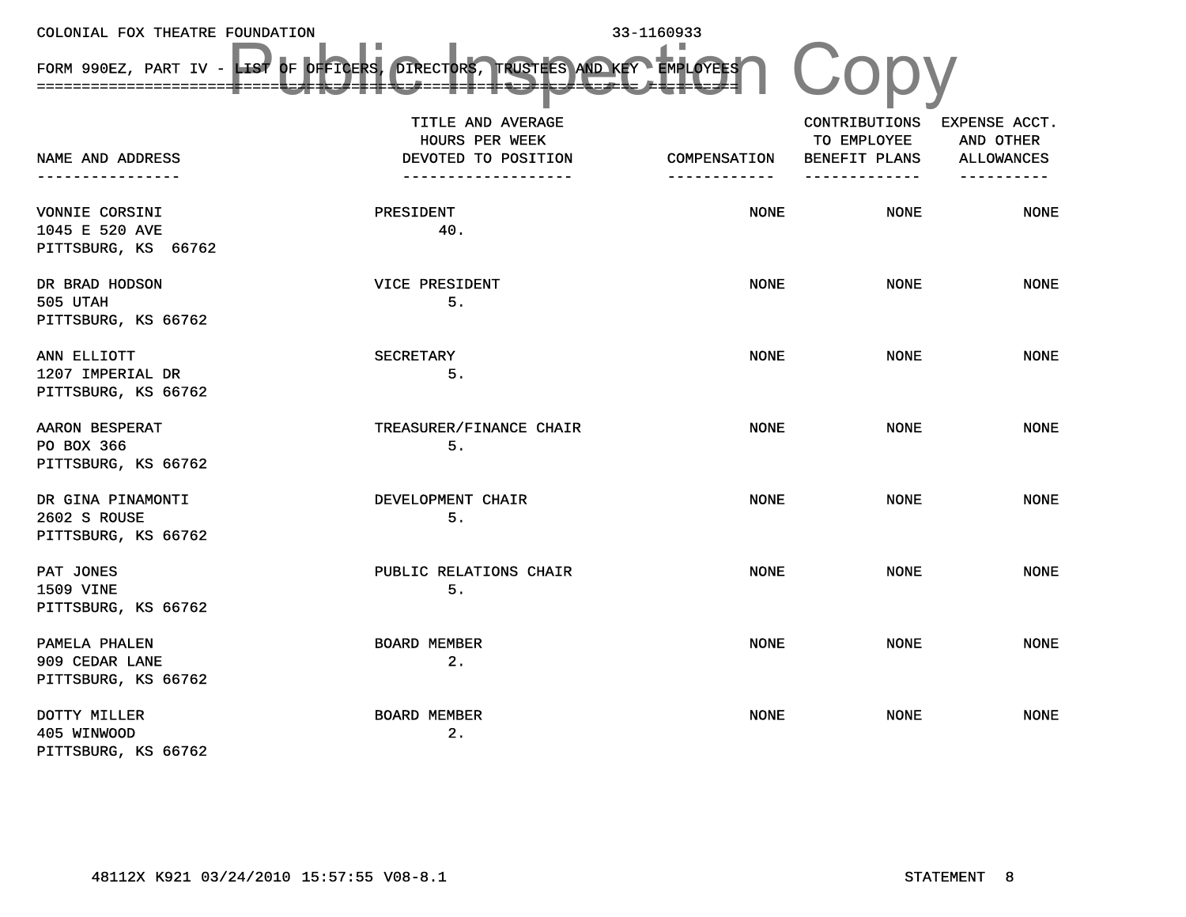COLONIAL FOX THEATRE FOUNDATION 33-1160933

FORM 990EZ, PART IV - LIST OF OFFICERS, DIRECTORS, TRUSTEES AND KEY EMPLOYEES

| NAME AND ADDRESS | TITLE AND AVERAGE HOURS PER WEEK DEVOTED TO POSITION | COMPENSATION | CONTRIBUTIONS TO EMPLOYEE BENEFIT PLANS | EXPENSE ACCT. AND OTHER ALLOWANCES |
|---|---|---|---|---|
| VONNIE CORSINI<br>1045 E 520 AVE<br>PITTSBURG, KS 66762 | PRESIDENT<br>40. | NONE | NONE | NONE |
| DR BRAD HODSON<br>505 UTAH<br>PITTSBURG, KS 66762 | VICE PRESIDENT<br>5. | NONE | NONE | NONE |
| ANN ELLIOTT<br>1207 IMPERIAL DR<br>PITTSBURG, KS 66762 | SECRETARY<br>5. | NONE | NONE | NONE |
| AARON BESPERAT<br>PO BOX 366<br>PITTSBURG, KS 66762 | TREASURER/FINANCE CHAIR<br>5. | NONE | NONE | NONE |
| DR GINA PINAMONTI<br>2602 S ROUSE<br>PITTSBURG, KS 66762 | DEVELOPMENT CHAIR<br>5. | NONE | NONE | NONE |
| PAT JONES<br>1509 VINE<br>PITTSBURG, KS 66762 | PUBLIC RELATIONS CHAIR<br>5. | NONE | NONE | NONE |
| PAMELA PHALEN<br>909 CEDAR LANE<br>PITTSBURG, KS 66762 | BOARD MEMBER<br>2. | NONE | NONE | NONE |
| DOTTY MILLER<br>405 WINWOOD<br>PITTSBURG, KS 66762 | BOARD MEMBER<br>2. | NONE | NONE | NONE |

48112X K921 03/24/2010 15:57:55 V08-8.1 STATEMENT 8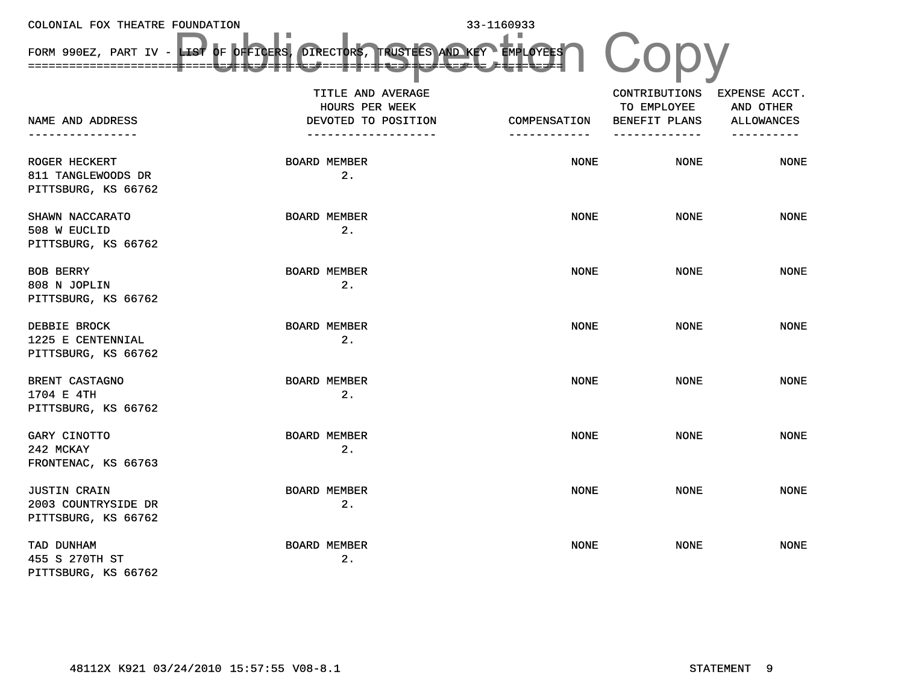COLONIAL FOX THEATRE FOUNDATION 33-1160933

FORM 990EZ, PART IV - LIST OF OFFICERS, DIRECTORS, TRUSTEES AND KEY EMPLOYEES

| NAME AND ADDRESS | TITLE AND AVERAGE HOURS PER WEEK DEVOTED TO POSITION | COMPENSATION | CONTRIBUTIONS TO EMPLOYEE BENEFIT PLANS | EXPENSE ACCT. AND OTHER ALLOWANCES |
|---|---|---|---|---|
| ROGER HECKERT<br>811 TANGLEWOODS DR<br>PITTSBURG, KS 66762 | BOARD MEMBER<br>2. | NONE | NONE | NONE |
| SHAWN NACCARATO<br>508 W EUCLID<br>PITTSBURG, KS 66762 | BOARD MEMBER<br>2. | NONE | NONE | NONE |
| BOB BERRY<br>808 N JOPLIN<br>PITTSBURG, KS 66762 | BOARD MEMBER<br>2. | NONE | NONE | NONE |
| DEBBIE BROCK<br>1225 E CENTENNIAL<br>PITTSBURG, KS 66762 | BOARD MEMBER<br>2. | NONE | NONE | NONE |
| BRENT CASTAGNO<br>1704 E 4TH<br>PITTSBURG, KS 66762 | BOARD MEMBER<br>2. | NONE | NONE | NONE |
| GARY CINOTTO<br>242 MCKAY<br>FRONTENAC, KS 66763 | BOARD MEMBER<br>2. | NONE | NONE | NONE |
| JUSTIN CRAIN<br>2003 COUNTRYSIDE DR<br>PITTSBURG, KS 66762 | BOARD MEMBER<br>2. | NONE | NONE | NONE |
| TAD DUNHAM<br>455 S 270TH ST<br>PITTSBURG, KS 66762 | BOARD MEMBER<br>2. | NONE | NONE | NONE |

48112X K921 03/24/2010 15:57:55 V08-8.1 STATEMENT 9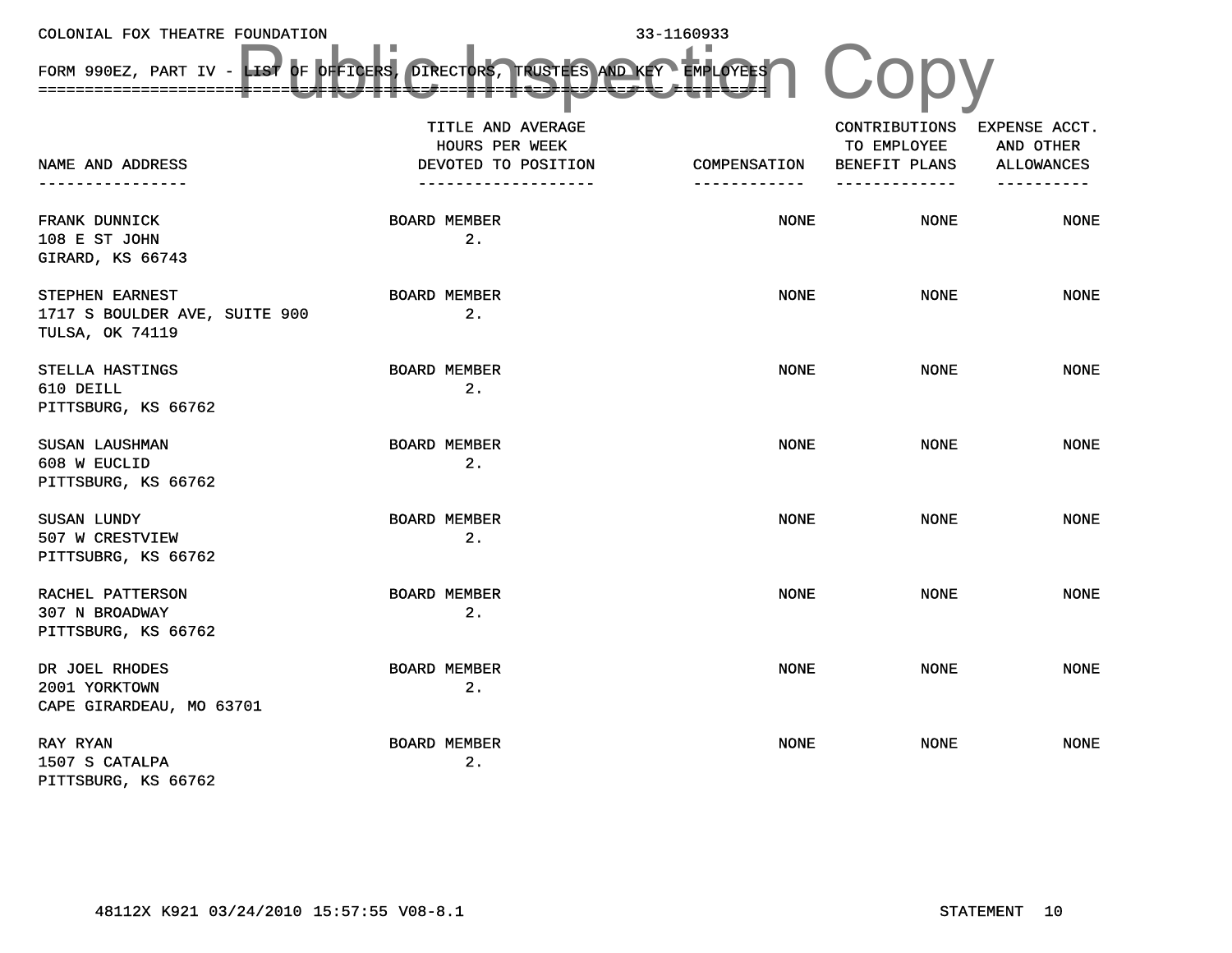COLONIAL FOX THEATRE FOUNDATION 33-1160933

Public Inspection Copy

FORM 990EZ, PART IV - LIST OF OFFICERS, DIRECTORS, TRUSTEES AND KEY EMPLOYEES

| NAME AND ADDRESS | TITLE AND AVERAGE HOURS PER WEEK DEVOTED TO POSITION | COMPENSATION | CONTRIBUTIONS TO EMPLOYEE BENEFIT PLANS | EXPENSE ACCT. AND OTHER ALLOWANCES |
|---|---|---|---|---|
| FRANK DUNNICK<br>108 E ST JOHN<br>GIRARD, KS 66743 | BOARD MEMBER<br>2. | NONE | NONE | NONE |
| STEPHEN EARNEST<br>1717 S BOULDER AVE, SUITE 900<br>TULSA, OK 74119 | BOARD MEMBER<br>2. | NONE | NONE | NONE |
| STELLA HASTINGS<br>610 DEILL<br>PITTSBURG, KS 66762 | BOARD MEMBER<br>2. | NONE | NONE | NONE |
| SUSAN LAUSHMAN<br>608 W EUCLID<br>PITTSBURG, KS 66762 | BOARD MEMBER<br>2. | NONE | NONE | NONE |
| SUSAN LUNDY<br>507 W CRESTVIEW<br>PITTSUBRG, KS 66762 | BOARD MEMBER<br>2. | NONE | NONE | NONE |
| RACHEL PATTERSON<br>307 N BROADWAY<br>PITTSBURG, KS 66762 | BOARD MEMBER<br>2. | NONE | NONE | NONE |
| DR JOEL RHODES<br>2001 YORKTOWN<br>CAPE GIRARDEAU, MO 63701 | BOARD MEMBER<br>2. | NONE | NONE | NONE |
| RAY RYAN<br>1507 S CATALPA<br>PITTSBURG, KS 66762 | BOARD MEMBER<br>2. | NONE | NONE | NONE |

48112X K921 03/24/2010 15:57:55 V08-8.1 STATEMENT 10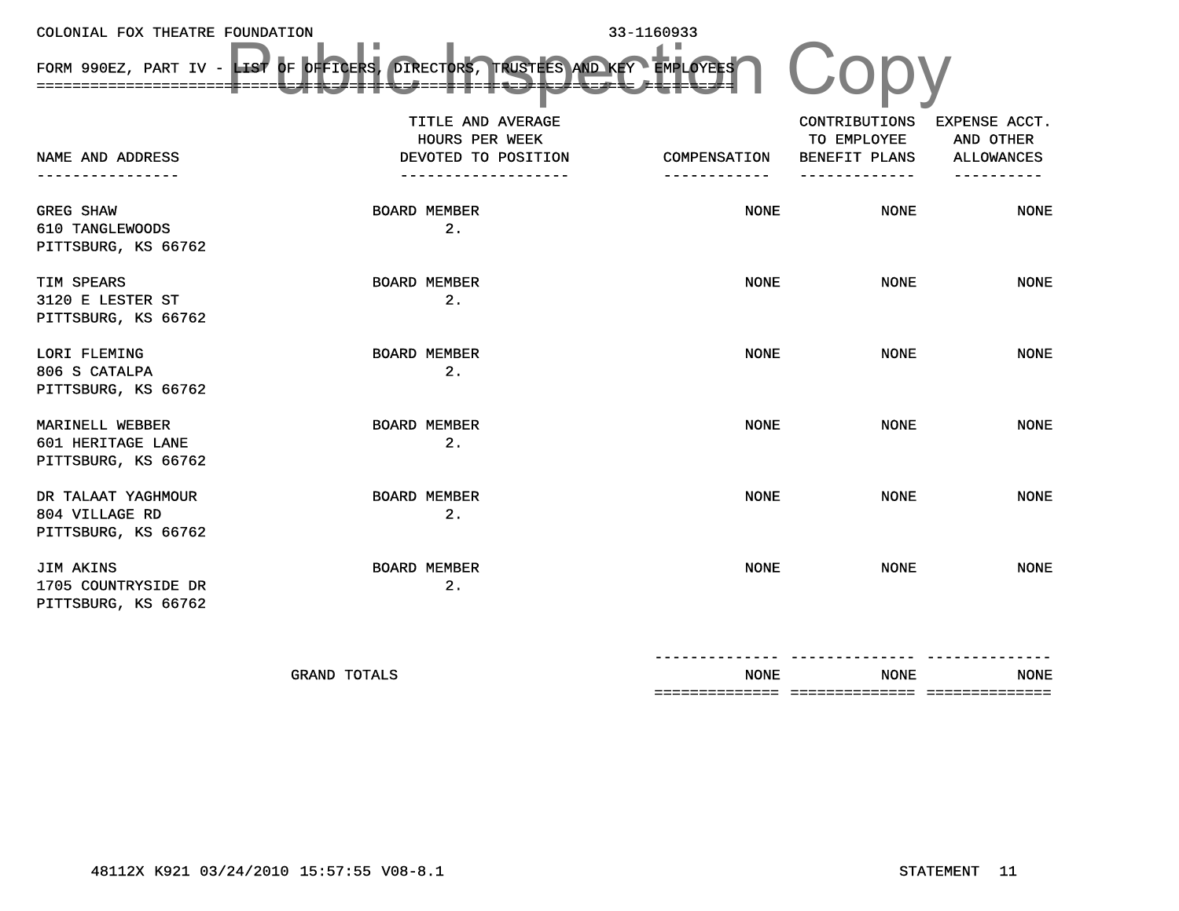COLONIAL FOX THEATRE FOUNDATION 33-1160933

FORM 990EZ, PART IV - LIST OF OFFICERS, DIRECTORS, TRUSTEES AND KEY EMPLOYEES

Public Inspection Copy

| NAME AND ADDRESS | TITLE AND AVERAGE HOURS PER WEEK DEVOTED TO POSITION | COMPENSATION | CONTRIBUTIONS TO EMPLOYEE BENEFIT PLANS | EXPENSE ACCT. AND OTHER ALLOWANCES |
|---|---|---|---|---|
| GREG SHAW<br>610 TANGLEWOODS<br>PITTSBURG, KS 66762 | BOARD MEMBER<br>2. | NONE | NONE | NONE |
| TIM SPEARS<br>3120 E LESTER ST<br>PITTSBURG, KS 66762 | BOARD MEMBER<br>2. | NONE | NONE | NONE |
| LORI FLEMING<br>806 S CATALPA<br>PITTSBURG, KS 66762 | BOARD MEMBER<br>2. | NONE | NONE | NONE |
| MARINELL WEBBER<br>601 HERITAGE LANE<br>PITTSBURG, KS 66762 | BOARD MEMBER<br>2. | NONE | NONE | NONE |
| DR TALAAT YAGHMOUR<br>804 VILLAGE RD<br>PITTSBURG, KS 66762 | BOARD MEMBER<br>2. | NONE | NONE | NONE |
| JIM AKINS<br>1705 COUNTRYSIDE DR<br>PITTSBURG, KS 66762 | BOARD MEMBER<br>2. | NONE | NONE | NONE |
| GRAND TOTALS | | NONE | NONE | NONE |

48112X K921 03/24/2010 15:57:55 V08-8.1 STATEMENT 11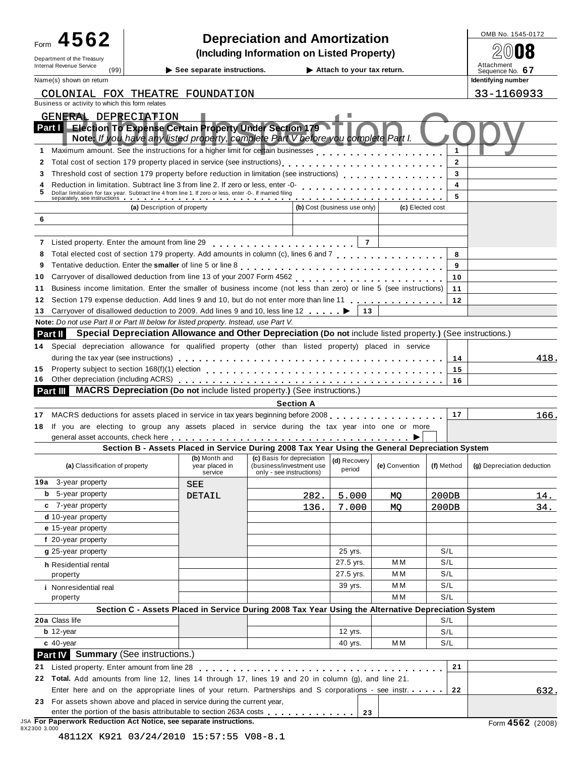# Form 4562 — Depreciation and Amortization

**(Including Information on Listed Property)**

Department of the Treasury, Internal Revenue Service (99)

▶ See separate instructions. ▶ Attach to your tax return.

OMB No. 1545-0172 | 2008 | Attachment Sequence No. 67

Name(s) shown on return: COLONIAL FOX THEATRE FOUNDATION

Identifying number: 33-1160933

Business or activity to which this form relates: GENERAL DEPRECIATION

Public Inspection Copy

## Part I Election To Expense Certain Property Under Section 179

**Note:** *If you have any listed property, complete Part V before you complete Part I.*

| | | | |
|---|---|---|---|
| 1 | Maximum amount. See the instructions for a higher limit for certain businesses | 1 | |
| 2 | Total cost of section 179 property placed in service (see instructions) | 2 | |
| 3 | Threshold cost of section 179 property before reduction in limitation (see instructions) | 3 | |
| 4 | Reduction in limitation. Subtract line 3 from line 2. If zero or less, enter -0- | 4 | |
| 5 | Dollar limitation for tax year. Subtract line 4 from line 1. If zero or less, enter -0-. If married filing separately, see instructions | 5 | |

| | (a) Description of property | (b) Cost (business use only) | (c) Elected cost |
|---|---|---|---|
| 6 | | | |
| | | | |

| | | | |
|---|---|---|---|
| 7 | Listed property. Enter the amount from line 29 | 7 | |
| 8 | Total elected cost of section 179 property. Add amounts in column (c), lines 6 and 7 | 8 | |
| 9 | Tentative deduction. Enter the **smaller** of line 5 or line 8 | 9 | |
| 10 | Carryover of disallowed deduction from line 13 of your 2007 Form 4562 | 10 | |
| 11 | Business income limitation. Enter the smaller of business income (not less than zero) or line 5 (see instructions) | 11 | |
| 12 | Section 179 expense deduction. Add lines 9 and 10, but do not enter more than line 11 | 12 | |
| 13 | Carryover of disallowed deduction to 2009. Add lines 9 and 10, less line 12 ▶ | 13 | |

**Note:** *Do not use Part II or Part III below for listed property. Instead, use Part V.*

## Part II Special Depreciation Allowance and Other Depreciation (Do not include listed property.) (See instructions.)

| | | | |
|---|---|---|---|
| 14 | Special depreciation allowance for qualified property (other than listed property) placed in service during the tax year (see instructions) | 14 | 418. |
| 15 | Property subject to section 168(f)(1) election | 15 | |
| 16 | Other depreciation (including ACRS) | 16 | |

## Part III MACRS Depreciation (Do not include listed property.) (See instructions.)

### Section A

| | | | |
|---|---|---|---|
| 17 | MACRS deductions for assets placed in service in tax years beginning before 2008 | 17 | 166. |
| 18 | If you are electing to group any assets placed in service during the tax year into one or more general asset accounts, check here ▶ | | |

### Section B - Assets Placed in Service During 2008 Tax Year Using the General Depreciation System

| (a) Classification of property | (b) Month and year placed in service | (c) Basis for depreciation (business/investment use only - see instructions) | (d) Recovery period | (e) Convention | (f) Method | (g) Depreciation deduction |
|---|---|---|---|---|---|---|
| 19a 3-year property | SEE | | | | | |
| b 5-year property | DETAIL | 282. | 5.000 | MQ | 200DB | 14. |
| c 7-year property | | 136. | 7.000 | MQ | 200DB | 34. |
| d 10-year property | | | | | | |
| e 15-year property | | | | | | |
| f 20-year property | | | | | | |
| g 25-year property | | | 25 yrs. | | S/L | |
| h Residential rental property | | | 27.5 yrs. | MM | S/L | |
| | | | 27.5 yrs. | MM | S/L | |
| i Nonresidential real property | | | 39 yrs. | MM | S/L | |
| | | | | MM | S/L | |

### Section C - Assets Placed in Service During 2008 Tax Year Using the Alternative Depreciation System

| (a) Classification of property | (b) Month and year placed in service | (c) Basis for depreciation | (d) Recovery period | (e) Convention | (f) Method | (g) Depreciation deduction |
|---|---|---|---|---|---|---|
| 20a Class life | | | | | S/L | |
| b 12-year | | | 12 yrs. | | S/L | |
| c 40-year | | | 40 yrs. | MM | S/L | |

## Part IV Summary (See instructions.)

| | | | |
|---|---|---|---|
| 21 | Listed property. Enter amount from line 28 | 21 | |
| 22 | **Total.** Add amounts from line 12, lines 14 through 17, lines 19 and 20 in column (g), and line 21. Enter here and on the appropriate lines of your return. Partnerships and S corporations - see instr. | 22 | 632. |
| 23 | For assets shown above and placed in service during the current year, enter the portion of the basis attributable to section 263A costs | 23 | |

JSA **For Paperwork Reduction Act Notice, see separate instructions.** Form **4562** (2008)

8X2300 3.000

48112X K921 03/24/2010 15:57:55 V08-8.1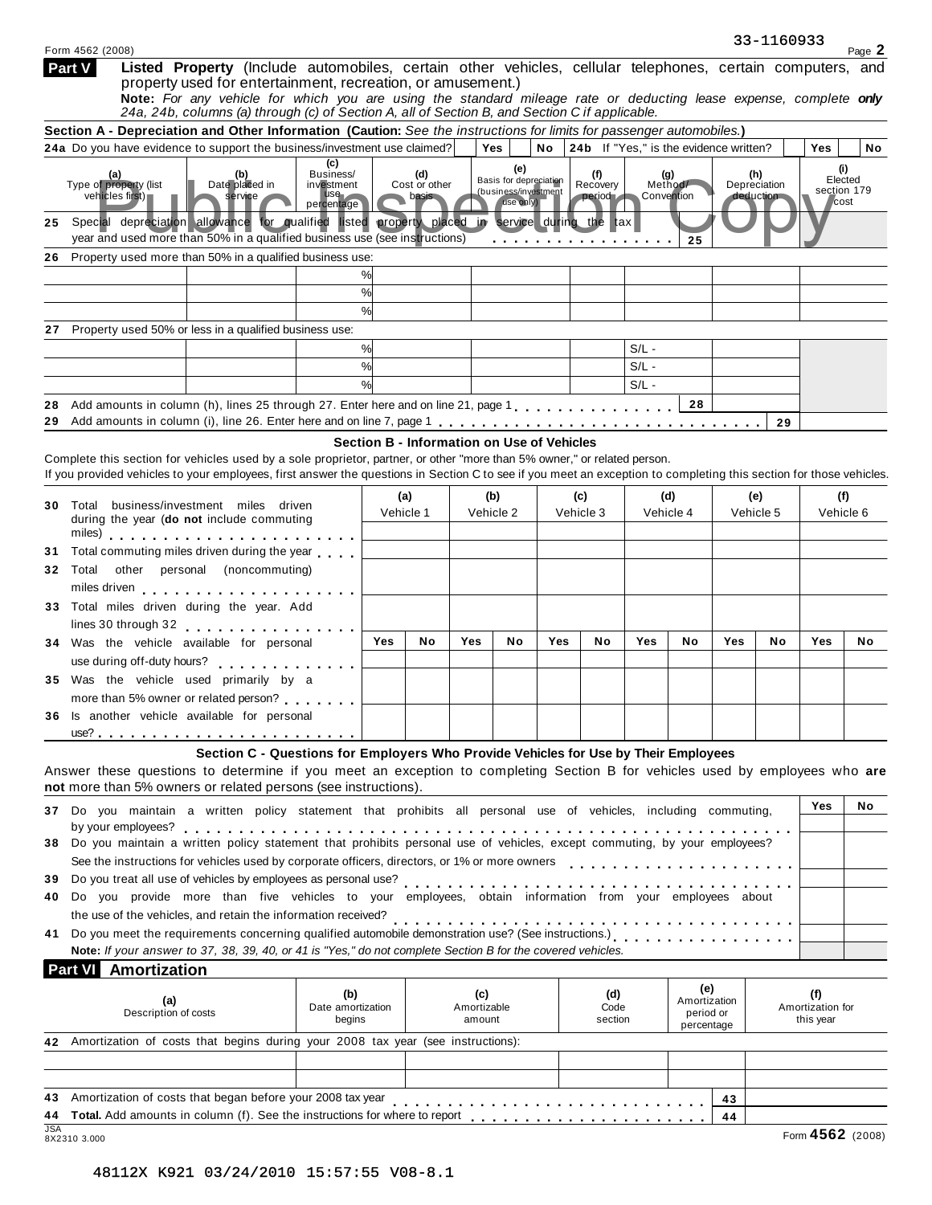33-1160933

Form 4562 (2008)

**Part V** **Listed Property** (Include automobiles, certain other vehicles, cellular telephones, certain computers, and property used for entertainment, recreation, or amusement.)

**Note:** *For any vehicle for which you are using the standard mileage rate or deducting lease expense, complete* ***only*** *24a, 24b, columns (a) through (c) of Section A, all of Section B, and Section C if applicable.*

**Section A - Depreciation and Other Information (Caution:** *See the instructions for limits for passenger automobiles.***)**

**24a** Do you have evidence to support the business/investment use claimed? Yes / No **24b** If "Yes," is the evidence written? Yes / No

Public Inspection Copy

| (a) Type of property (list vehicles first) | (b) Date placed in service | (c) Business/ investment use percentage | (d) Cost or other basis | (e) Basis for depreciation (business/investment use only) | (f) Recovery period | (g) Method/ Convention | (h) Depreciation deduction | (i) Elected section 179 cost |
|---|---|---|---|---|---|---|---|---|
| **25** Special depreciation allowance for qualified listed property placed in service during the tax year and used more than 50% in a qualified business use (see instructions) . . . **25** | | | | | | | | |
| **26** Property used more than 50% in a qualified business use: | | | | | | | | |
| | | % | | | | | | |
| | | % | | | | | | |
| | | % | | | | | | |
| **27** Property used 50% or less in a qualified business use: | | | | | | | | |
| | | % | | | | S/L - | | |
| | | % | | | | S/L - | | |
| | | % | | | | S/L - | | |
| **28** Add amounts in column (h), lines 25 through 27. Enter here and on line 21, page 1 . . . **28** | | | | | | | | |
| **29** Add amounts in column (i), line 26. Enter here and on line 7, page 1 . . . **29** | | | | | | | | |

**Section B - Information on Use of Vehicles**

Complete this section for vehicles used by a sole proprietor, partner, or other "more than 5% owner," or related person.
If you provided vehicles to your employees, first answer the questions in Section C to see if you meet an exception to completing this section for those vehicles.

| | (a) Vehicle 1 | | (b) Vehicle 2 | | (c) Vehicle 3 | | (d) Vehicle 4 | | (e) Vehicle 5 | | (f) Vehicle 6 | |
|---|---|---|---|---|---|---|---|---|---|---|---|---|
| **30** Total business/investment miles driven during the year (**do not** include commuting miles) | | | | | | | | | | | | |
| **31** Total commuting miles driven during the year | | | | | | | | | | | | |
| **32** Total other personal (noncommuting) miles driven | | | | | | | | | | | | |
| **33** Total miles driven during the year. Add lines 30 through 32 | | | | | | | | | | | | |
| | Yes | No | Yes | No | Yes | No | Yes | No | Yes | No | Yes | No |
| **34** Was the vehicle available for personal use during off-duty hours? | | | | | | | | | | | | |
| **35** Was the vehicle used primarily by a more than 5% owner or related person? | | | | | | | | | | | | |
| **36** Is another vehicle available for personal use? | | | | | | | | | | | | |

**Section C - Questions for Employers Who Provide Vehicles for Use by Their Employees**

Answer these questions to determine if you meet an exception to completing Section B for vehicles used by employees who **are not** more than 5% owners or related persons (see instructions).

| | Yes | No |
|---|---|---|
| **37** Do you maintain a written policy statement that prohibits all personal use of vehicles, including commuting, by your employees? | | |
| **38** Do you maintain a written policy statement that prohibits personal use of vehicles, except commuting, by your employees? See the instructions for vehicles used by corporate officers, directors, or 1% or more owners | | |
| **39** Do you treat all use of vehicles by employees as personal use? | | |
| **40** Do you provide more than five vehicles to your employees, obtain information from your employees about the use of the vehicles, and retain the information received? | | |
| **41** Do you meet the requirements concerning qualified automobile demonstration use? (See instructions.) | | |
| **Note:** *If your answer to 37, 38, 39, 40, or 41 is "Yes," do not complete Section B for the covered vehicles.* | | |

**Part VI Amortization**

| (a) Description of costs | (b) Date amortization begins | (c) Amortizable amount | (d) Code section | (e) Amortization period or percentage | (f) Amortization for this year |
|---|---|---|---|---|---|
| **42** Amortization of costs that begins during your 2008 tax year (see instructions): | | | | | |
| | | | | | |
| | | | | | |
| **43** Amortization of costs that began before your 2008 tax year . . . | | | | **43** | |
| **44** **Total.** Add amounts in column (f). See the instructions for where to report . . . | | | | **44** | |

JSA 8X2310 3.000

Form **4562** (2008)

48112X K921 03/24/2010 15:57:55 V08-8.1